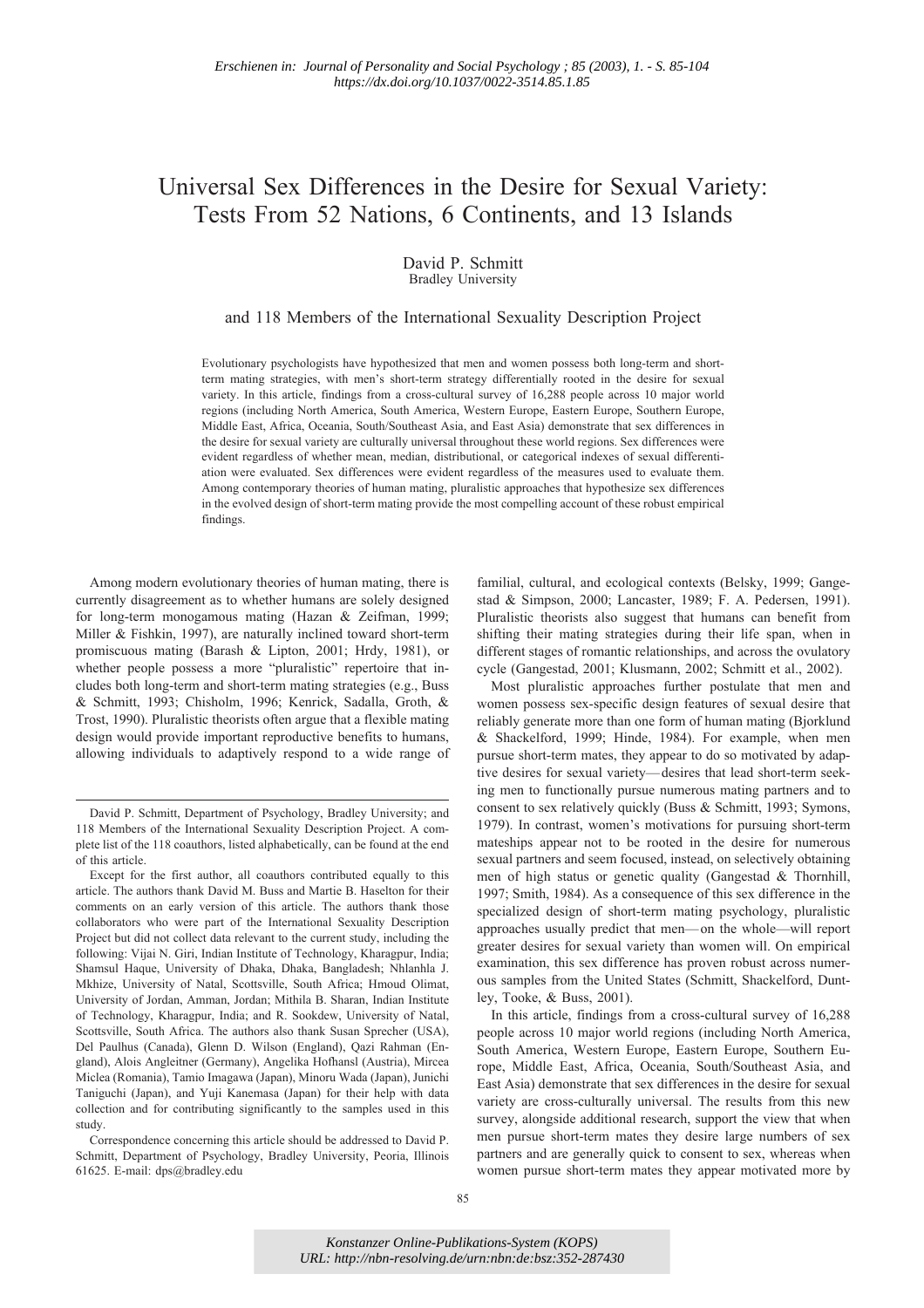*Erschienen in: Journal of Personality and Social Psychology ; 85 (2003), 1. - S. 85-104*
*https://dx.doi.org/10.1037/0022-3514.85.1.85*

# Universal Sex Differences in the Desire for Sexual Variety: Tests From 52 Nations, 6 Continents, and 13 Islands

David P. Schmitt
Bradley University

and 118 Members of the International Sexuality Description Project

Evolutionary psychologists have hypothesized that men and women possess both long-term and short-term mating strategies, with men's short-term strategy differentially rooted in the desire for sexual variety. In this article, findings from a cross-cultural survey of 16,288 people across 10 major world regions (including North America, South America, Western Europe, Eastern Europe, Southern Europe, Middle East, Africa, Oceania, South/Southeast Asia, and East Asia) demonstrate that sex differences in the desire for sexual variety are culturally universal throughout these world regions. Sex differences were evident regardless of whether mean, median, distributional, or categorical indexes of sexual differentiation were evaluated. Sex differences were evident regardless of the measures used to evaluate them. Among contemporary theories of human mating, pluralistic approaches that hypothesize sex differences in the evolved design of short-term mating provide the most compelling account of these robust empirical findings.

Among modern evolutionary theories of human mating, there is currently disagreement as to whether humans are solely designed for long-term monogamous mating (Hazan & Zeifman, 1999; Miller & Fishkin, 1997), are naturally inclined toward short-term promiscuous mating (Barash & Lipton, 2001; Hrdy, 1981), or whether people possess a more "pluralistic" repertoire that includes both long-term and short-term mating strategies (e.g., Buss & Schmitt, 1993; Chisholm, 1996; Kenrick, Sadalla, Groth, & Trost, 1990). Pluralistic theorists often argue that a flexible mating design would provide important reproductive benefits to humans, allowing individuals to adaptively respond to a wide range of familial, cultural, and ecological contexts (Belsky, 1999; Gangestad & Simpson, 2000; Lancaster, 1989; F. A. Pedersen, 1991). Pluralistic theorists also suggest that humans can benefit from shifting their mating strategies during their life span, when in different stages of romantic relationships, and across the ovulatory cycle (Gangestad, 2001; Klusmann, 2002; Schmitt et al., 2002).

Most pluralistic approaches further postulate that men and women possess sex-specific design features of sexual desire that reliably generate more than one form of human mating (Bjorklund & Shackelford, 1999; Hinde, 1984). For example, when men pursue short-term mates, they appear to do so motivated by adaptive desires for sexual variety—desires that lead short-term seeking men to functionally pursue numerous mating partners and to consent to sex relatively quickly (Buss & Schmitt, 1993; Symons, 1979). In contrast, women's motivations for pursuing short-term mateships appear not to be rooted in the desire for numerous sexual partners and seem focused, instead, on selectively obtaining men of high status or genetic quality (Gangestad & Thornhill, 1997; Smith, 1984). As a consequence of this sex difference in the specialized design of short-term mating psychology, pluralistic approaches usually predict that men—on the whole—will report greater desires for sexual variety than women will. On empirical examination, this sex difference has proven robust across numerous samples from the United States (Schmitt, Shackelford, Duntley, Tooke, & Buss, 2001).

In this article, findings from a cross-cultural survey of 16,288 people across 10 major world regions (including North America, South America, Western Europe, Eastern Europe, Southern Europe, Middle East, Africa, Oceania, South/Southeast Asia, and East Asia) demonstrate that sex differences in the desire for sexual variety are cross-culturally universal. The results from this new survey, alongside additional research, support the view that when men pursue short-term mates they desire large numbers of sex partners and are generally quick to consent to sex, whereas when women pursue short-term mates they appear motivated more by

---

David P. Schmitt, Department of Psychology, Bradley University; and 118 Members of the International Sexuality Description Project. A complete list of the 118 coauthors, listed alphabetically, can be found at the end of this article.

Except for the first author, all coauthors contributed equally to this article. The authors thank David M. Buss and Martie B. Haselton for their comments on an early version of this article. The authors thank those collaborators who were part of the International Sexuality Description Project but did not collect data relevant to the current study, including the following: Vijai N. Giri, Indian Institute of Technology, Kharagpur, India; Shamsul Haque, University of Dhaka, Dhaka, Bangladesh; Nhlanhla J. Mkhize, University of Natal, Scottsville, South Africa; Hmoud Olimat, University of Jordan, Amman, Jordan; Mithila B. Sharan, Indian Institute of Technology, Kharagpur, India; and R. Sookdew, University of Natal, Scottsville, South Africa. The authors also thank Susan Sprecher (USA), Del Paulhus (Canada), Glenn D. Wilson (England), Qazi Rahman (England), Alois Angleitner (Germany), Angelika Hofhansl (Austria), Mircea Miclea (Romania), Tamio Imagawa (Japan), Minoru Wada (Japan), Junichi Taniguchi (Japan), and Yuji Kanemasa (Japan) for their help with data collection and for contributing significantly to the samples used in this study.

Correspondence concerning this article should be addressed to David P. Schmitt, Department of Psychology, Bradley University, Peoria, Illinois 61625. E-mail: dps@bradley.edu

*Konstanzer Online-Publikations-System (KOPS)*
*URL: http://nbn-resolving.de/urn:nbn:de:bsz:352-287430*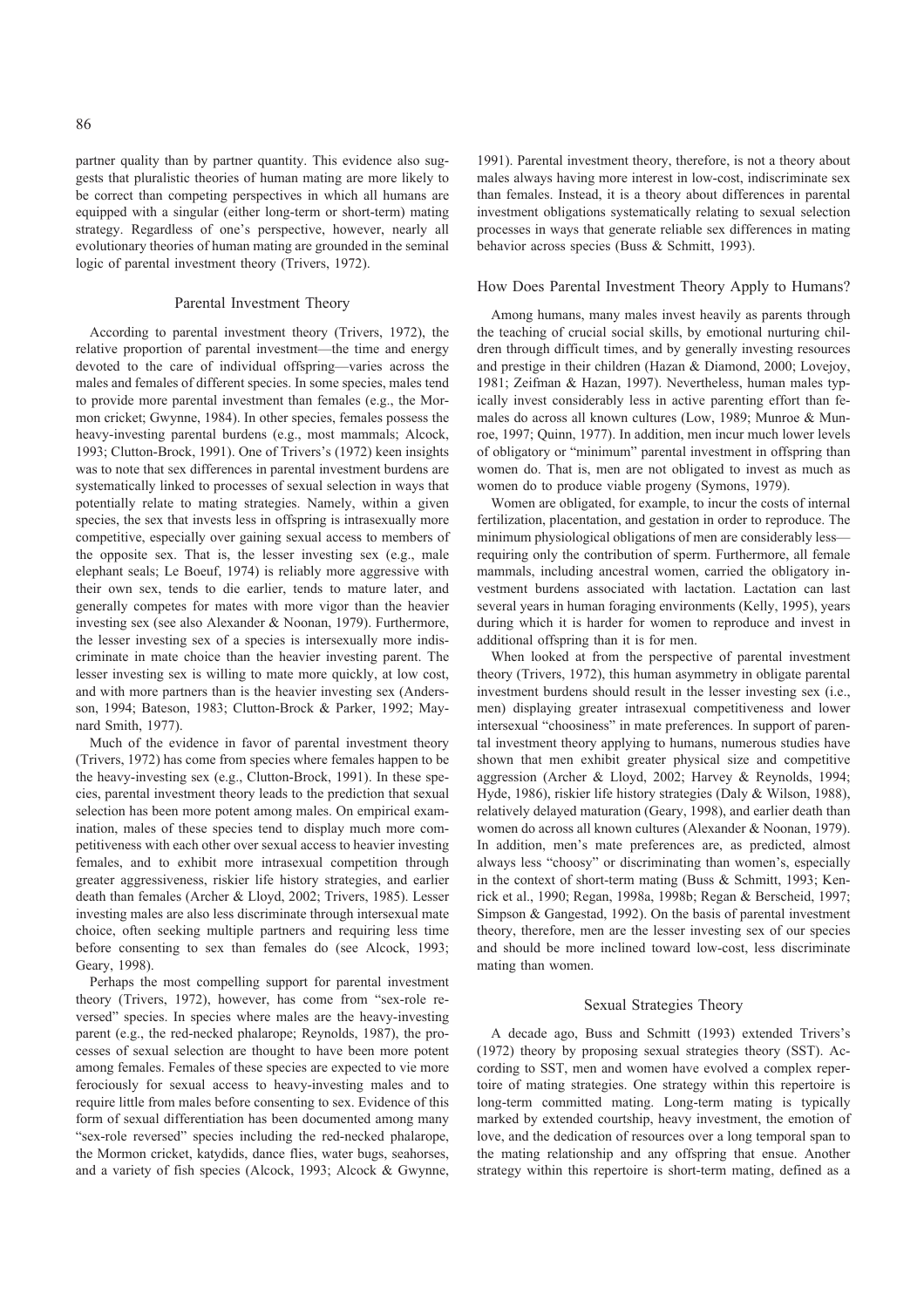partner quality than by partner quantity. This evidence also suggests that pluralistic theories of human mating are more likely to be correct than competing perspectives in which all humans are equipped with a singular (either long-term or short-term) mating strategy. Regardless of one's perspective, however, nearly all evolutionary theories of human mating are grounded in the seminal logic of parental investment theory (Trivers, 1972).

## Parental Investment Theory

According to parental investment theory (Trivers, 1972), the relative proportion of parental investment—the time and energy devoted to the care of individual offspring—varies across the males and females of different species. In some species, males tend to provide more parental investment than females (e.g., the Mormon cricket; Gwynne, 1984). In other species, females possess the heavy-investing parental burdens (e.g., most mammals; Alcock, 1993; Clutton-Brock, 1991). One of Trivers's (1972) keen insights was to note that sex differences in parental investment burdens are systematically linked to processes of sexual selection in ways that potentially relate to mating strategies. Namely, within a given species, the sex that invests less in offspring is intrasexually more competitive, especially over gaining sexual access to members of the opposite sex. That is, the lesser investing sex (e.g., male elephant seals; Le Boeuf, 1974) is reliably more aggressive with their own sex, tends to die earlier, tends to mature later, and generally competes for mates with more vigor than the heavier investing sex (see also Alexander & Noonan, 1979). Furthermore, the lesser investing sex of a species is intersexually more indiscriminate in mate choice than the heavier investing parent. The lesser investing sex is willing to mate more quickly, at low cost, and with more partners than is the heavier investing sex (Andersson, 1994; Bateson, 1983; Clutton-Brock & Parker, 1992; Maynard Smith, 1977).

Much of the evidence in favor of parental investment theory (Trivers, 1972) has come from species where females happen to be the heavy-investing sex (e.g., Clutton-Brock, 1991). In these species, parental investment theory leads to the prediction that sexual selection has been more potent among males. On empirical examination, males of these species tend to display much more competitiveness with each other over sexual access to heavier investing females, and to exhibit more intrasexual competition through greater aggressiveness, riskier life history strategies, and earlier death than females (Archer & Lloyd, 2002; Trivers, 1985). Lesser investing males are also less discriminate through intersexual mate choice, often seeking multiple partners and requiring less time before consenting to sex than females do (see Alcock, 1993; Geary, 1998).

Perhaps the most compelling support for parental investment theory (Trivers, 1972), however, has come from "sex-role reversed" species. In species where males are the heavy-investing parent (e.g., the red-necked phalarope; Reynolds, 1987), the processes of sexual selection are thought to have been more potent among females. Females of these species are expected to vie more ferociously for sexual access to heavy-investing males and to require little from males before consenting to sex. Evidence of this form of sexual differentiation has been documented among many "sex-role reversed" species including the red-necked phalarope, the Mormon cricket, katydids, dance flies, water bugs, seahorses, and a variety of fish species (Alcock, 1993; Alcock & Gwynne, 1991). Parental investment theory, therefore, is not a theory about males always having more interest in low-cost, indiscriminate sex than females. Instead, it is a theory about differences in parental investment obligations systematically relating to sexual selection processes in ways that generate reliable sex differences in mating behavior across species (Buss & Schmitt, 1993).

### How Does Parental Investment Theory Apply to Humans?

Among humans, many males invest heavily as parents through the teaching of crucial social skills, by emotional nurturing children through difficult times, and by generally investing resources and prestige in their children (Hazan & Diamond, 2000; Lovejoy, 1981; Zeifman & Hazan, 1997). Nevertheless, human males typically invest considerably less in active parenting effort than females do across all known cultures (Low, 1989; Munroe & Munroe, 1997; Quinn, 1977). In addition, men incur much lower levels of obligatory or "minimum" parental investment in offspring than women do. That is, men are not obligated to invest as much as women do to produce viable progeny (Symons, 1979).

Women are obligated, for example, to incur the costs of internal fertilization, placentation, and gestation in order to reproduce. The minimum physiological obligations of men are considerably less—requiring only the contribution of sperm. Furthermore, all female mammals, including ancestral women, carried the obligatory investment burdens associated with lactation. Lactation can last several years in human foraging environments (Kelly, 1995), years during which it is harder for women to reproduce and invest in additional offspring than it is for men.

When looked at from the perspective of parental investment theory (Trivers, 1972), this human asymmetry in obligate parental investment burdens should result in the lesser investing sex (i.e., men) displaying greater intrasexual competitiveness and lower intersexual "choosiness" in mate preferences. In support of parental investment theory applying to humans, numerous studies have shown that men exhibit greater physical size and competitive aggression (Archer & Lloyd, 2002; Harvey & Reynolds, 1994; Hyde, 1986), riskier life history strategies (Daly & Wilson, 1988), relatively delayed maturation (Geary, 1998), and earlier death than women do across all known cultures (Alexander & Noonan, 1979). In addition, men's mate preferences are, as predicted, almost always less "choosy" or discriminating than women's, especially in the context of short-term mating (Buss & Schmitt, 1993; Kenrick et al., 1990; Regan, 1998a, 1998b; Regan & Berscheid, 1997; Simpson & Gangestad, 1992). On the basis of parental investment theory, therefore, men are the lesser investing sex of our species and should be more inclined toward low-cost, less discriminate mating than women.

## Sexual Strategies Theory

A decade ago, Buss and Schmitt (1993) extended Trivers's (1972) theory by proposing sexual strategies theory (SST). According to SST, men and women have evolved a complex repertoire of mating strategies. One strategy within this repertoire is long-term committed mating. Long-term mating is typically marked by extended courtship, heavy investment, the emotion of love, and the dedication of resources over a long temporal span to the mating relationship and any offspring that ensue. Another strategy within this repertoire is short-term mating, defined as a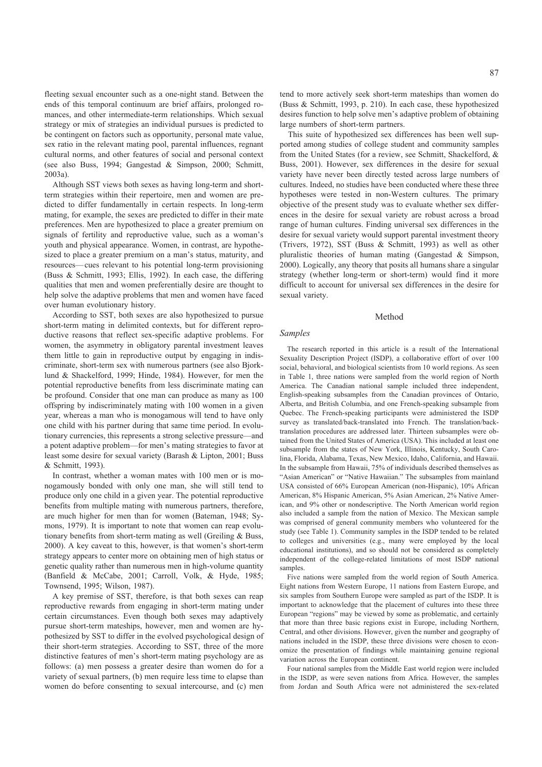fleeting sexual encounter such as a one-night stand. Between the ends of this temporal continuum are brief affairs, prolonged romances, and other intermediate-term relationships. Which sexual strategy or mix of strategies an individual pursues is predicted to be contingent on factors such as opportunity, personal mate value, sex ratio in the relevant mating pool, parental influences, regnant cultural norms, and other features of social and personal context (see also Buss, 1994; Gangestad & Simpson, 2000; Schmitt, 2003a).

Although SST views both sexes as having long-term and short-term strategies within their repertoire, men and women are predicted to differ fundamentally in certain respects. In long-term mating, for example, the sexes are predicted to differ in their mate preferences. Men are hypothesized to place a greater premium on signals of fertility and reproductive value, such as a woman's youth and physical appearance. Women, in contrast, are hypothesized to place a greater premium on a man's status, maturity, and resources—cues relevant to his potential long-term provisioning (Buss & Schmitt, 1993; Ellis, 1992). In each case, the differing qualities that men and women preferentially desire are thought to help solve the adaptive problems that men and women have faced over human evolutionary history.

According to SST, both sexes are also hypothesized to pursue short-term mating in delimited contexts, but for different reproductive reasons that reflect sex-specific adaptive problems. For women, the asymmetry in obligatory parental investment leaves them little to gain in reproductive output by engaging in indiscriminate, short-term sex with numerous partners (see also Bjorklund & Shackelford, 1999; Hinde, 1984). However, for men the potential reproductive benefits from less discriminate mating can be profound. Consider that one man can produce as many as 100 offspring by indiscriminately mating with 100 women in a given year, whereas a man who is monogamous will tend to have only one child with his partner during that same time period. In evolutionary currencies, this represents a strong selective pressure—and a potent adaptive problem—for men's mating strategies to favor at least some desire for sexual variety (Barash & Lipton, 2001; Buss & Schmitt, 1993).

In contrast, whether a woman mates with 100 men or is monogamously bonded with only one man, she will still tend to produce only one child in a given year. The potential reproductive benefits from multiple mating with numerous partners, therefore, are much higher for men than for women (Bateman, 1948; Symons, 1979). It is important to note that women can reap evolutionary benefits from short-term mating as well (Greiling & Buss, 2000). A key caveat to this, however, is that women's short-term strategy appears to center more on obtaining men of high status or genetic quality rather than numerous men in high-volume quantity (Banfield & McCabe, 2001; Carroll, Volk, & Hyde, 1985; Townsend, 1995; Wilson, 1987).

A key premise of SST, therefore, is that both sexes can reap reproductive rewards from engaging in short-term mating under certain circumstances. Even though both sexes may adaptively pursue short-term mateships, however, men and women are hypothesized by SST to differ in the evolved psychological design of their short-term strategies. According to SST, three of the more distinctive features of men's short-term mating psychology are as follows: (a) men possess a greater desire than women do for a variety of sexual partners, (b) men require less time to elapse than women do before consenting to sexual intercourse, and (c) men tend to more actively seek short-term mateships than women do (Buss & Schmitt, 1993, p. 210). In each case, these hypothesized desires function to help solve men's adaptive problem of obtaining large numbers of short-term partners.

This suite of hypothesized sex differences has been well supported among studies of college student and community samples from the United States (for a review, see Schmitt, Shackelford, & Buss, 2001). However, sex differences in the desire for sexual variety have never been directly tested across large numbers of cultures. Indeed, no studies have been conducted where these three hypotheses were tested in non-Western cultures. The primary objective of the present study was to evaluate whether sex differences in the desire for sexual variety are robust across a broad range of human cultures. Finding universal sex differences in the desire for sexual variety would support parental investment theory (Trivers, 1972), SST (Buss & Schmitt, 1993) as well as other pluralistic theories of human mating (Gangestad & Simpson, 2000). Logically, any theory that posits all humans share a singular strategy (whether long-term or short-term) would find it more difficult to account for universal sex differences in the desire for sexual variety.

## Method

### *Samples*

The research reported in this article is a result of the International Sexuality Description Project (ISDP), a collaborative effort of over 100 social, behavioral, and biological scientists from 10 world regions. As seen in Table 1, three nations were sampled from the world region of North America. The Canadian national sample included three independent, English-speaking subsamples from the Canadian provinces of Ontario, Alberta, and British Columbia, and one French-speaking subsample from Quebec. The French-speaking participants were administered the ISDP survey as translated/back-translated into French. The translation/back-translation procedures are addressed later. Thirteen subsamples were obtained from the United States of America (USA). This included at least one subsample from the states of New York, Illinois, Kentucky, South Carolina, Florida, Alabama, Texas, New Mexico, Idaho, California, and Hawaii. In the subsample from Hawaii, 75% of individuals described themselves as "Asian American" or "Native Hawaiian." The subsamples from mainland USA consisted of 66% European American (non-Hispanic), 10% African American, 8% Hispanic American, 5% Asian American, 2% Native American, and 9% other or nondescriptive. The North American world region also included a sample from the nation of Mexico. The Mexican sample was comprised of general community members who volunteered for the study (see Table 1). Community samples in the ISDP tended to be related to colleges and universities (e.g., many were employed by the local educational institutions), and so should not be considered as completely independent of the college-related limitations of most ISDP national samples.

Five nations were sampled from the world region of South America. Eight nations from Western Europe, 11 nations from Eastern Europe, and six samples from Southern Europe were sampled as part of the ISDP. It is important to acknowledge that the placement of cultures into these three European "regions" may be viewed by some as problematic, and certainly that more than three basic regions exist in Europe, including Northern, Central, and other divisions. However, given the number and geography of nations included in the ISDP, these three divisions were chosen to economize the presentation of findings while maintaining genuine regional variation across the European continent.

Four national samples from the Middle East world region were included in the ISDP, as were seven nations from Africa. However, the samples from Jordan and South Africa were not administered the sex-related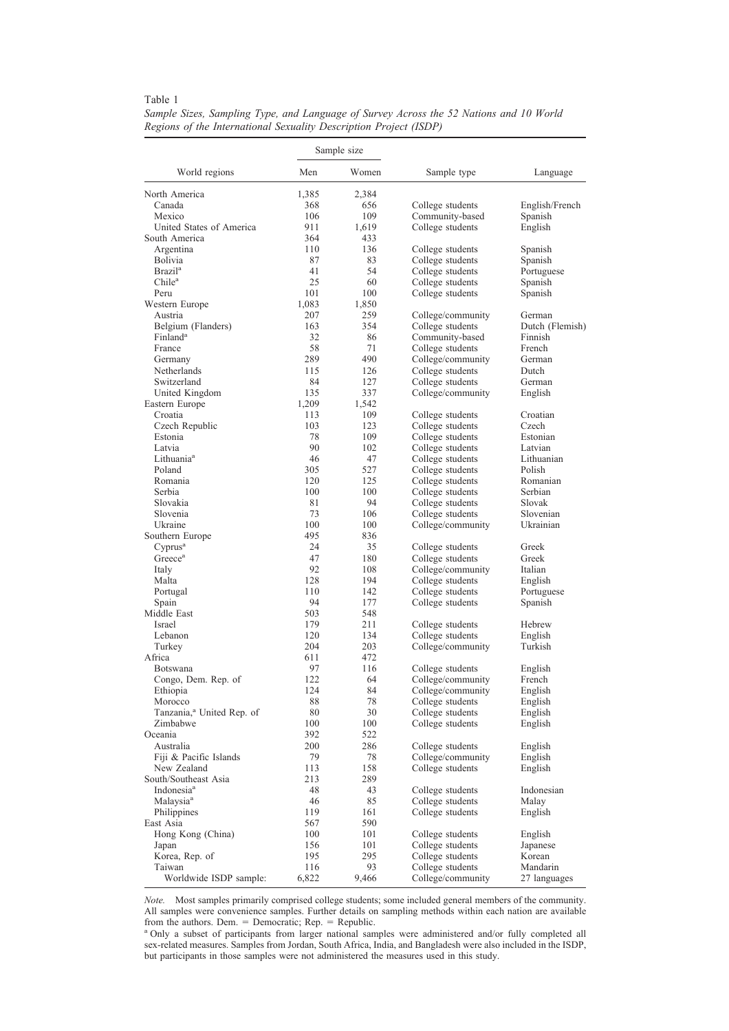Table 1
*Sample Sizes, Sampling Type, and Language of Survey Across the 52 Nations and 10 World Regions of the International Sexuality Description Project (ISDP)*

| World regions | Sample size | | Sample type | Language |
|---|---|---|---|---|
| | Men | Women | | |
| North America | 1,385 | 2,384 | | |
| Canada | 368 | 656 | College students | English/French |
| Mexico | 106 | 109 | Community-based | Spanish |
| United States of America | 911 | 1,619 | College students | English |
| South America | 364 | 433 | | |
| Argentina | 110 | 136 | College students | Spanish |
| Bolivia | 87 | 83 | College students | Spanish |
| Brazil[a] | 41 | 54 | College students | Portuguese |
| Chile[a] | 25 | 60 | College students | Spanish |
| Peru | 101 | 100 | College students | Spanish |
| Western Europe | 1,083 | 1,850 | | |
| Austria | 207 | 259 | College/community | German |
| Belgium (Flanders) | 163 | 354 | College students | Dutch (Flemish) |
| Finland[a] | 32 | 86 | Community-based | Finnish |
| France | 58 | 71 | College students | French |
| Germany | 289 | 490 | College/community | German |
| Netherlands | 115 | 126 | College students | Dutch |
| Switzerland | 84 | 127 | College students | German |
| United Kingdom | 135 | 337 | College/community | English |
| Eastern Europe | 1,209 | 1,542 | | |
| Croatia | 113 | 109 | College students | Croatian |
| Czech Republic | 103 | 123 | College students | Czech |
| Estonia | 78 | 109 | College students | Estonian |
| Latvia | 90 | 102 | College students | Latvian |
| Lithuania[a] | 46 | 47 | College students | Lithuanian |
| Poland | 305 | 527 | College students | Polish |
| Romania | 120 | 125 | College students | Romanian |
| Serbia | 100 | 100 | College students | Serbian |
| Slovakia | 81 | 94 | College students | Slovak |
| Slovenia | 73 | 106 | College students | Slovenian |
| Ukraine | 100 | 100 | College/community | Ukrainian |
| Southern Europe | 495 | 836 | | |
| Cyprus[a] | 24 | 35 | College students | Greek |
| Greece[a] | 47 | 180 | College students | Greek |
| Italy | 92 | 108 | College/community | Italian |
| Malta | 128 | 194 | College students | English |
| Portugal | 110 | 142 | College students | Portuguese |
| Spain | 94 | 177 | College students | Spanish |
| Middle East | 503 | 548 | | |
| Israel | 179 | 211 | College students | Hebrew |
| Lebanon | 120 | 134 | College students | English |
| Turkey | 204 | 203 | College/community | Turkish |
| Africa | 611 | 472 | | |
| Botswana | 97 | 116 | College students | English |
| Congo, Dem. Rep. of | 122 | 64 | College/community | French |
| Ethiopia | 124 | 84 | College/community | English |
| Morocco | 88 | 78 | College students | English |
| Tanzania,[a] United Rep. of | 80 | 30 | College students | English |
| Zimbabwe | 100 | 100 | College students | English |
| Oceania | 392 | 522 | | |
| Australia | 200 | 286 | College students | English |
| Fiji & Pacific Islands | 79 | 78 | College/community | English |
| New Zealand | 113 | 158 | College students | English |
| South/Southeast Asia | 213 | 289 | | |
| Indonesia[a] | 48 | 43 | College students | Indonesian |
| Malaysia[a] | 46 | 85 | College students | Malay |
| Philippines | 119 | 161 | College students | English |
| East Asia | 567 | 590 | | |
| Hong Kong (China) | 100 | 101 | College students | English |
| Japan | 156 | 101 | College students | Japanese |
| Korea, Rep. of | 195 | 295 | College students | Korean |
| Taiwan | 116 | 93 | College students | Mandarin |
| Worldwide ISDP sample: | 6,822 | 9,466 | College/community | 27 languages |

*Note.* Most samples primarily comprised college students; some included general members of the community. All samples were convenience samples. Further details on sampling methods within each nation are available from the authors. Dem. = Democratic; Rep. = Republic.

[a] Only a subset of participants from larger national samples were administered and/or fully completed all sex-related measures. Samples from Jordan, South Africa, India, and Bangladesh were also included in the ISDP, but participants in those samples were not administered the measures used in this study.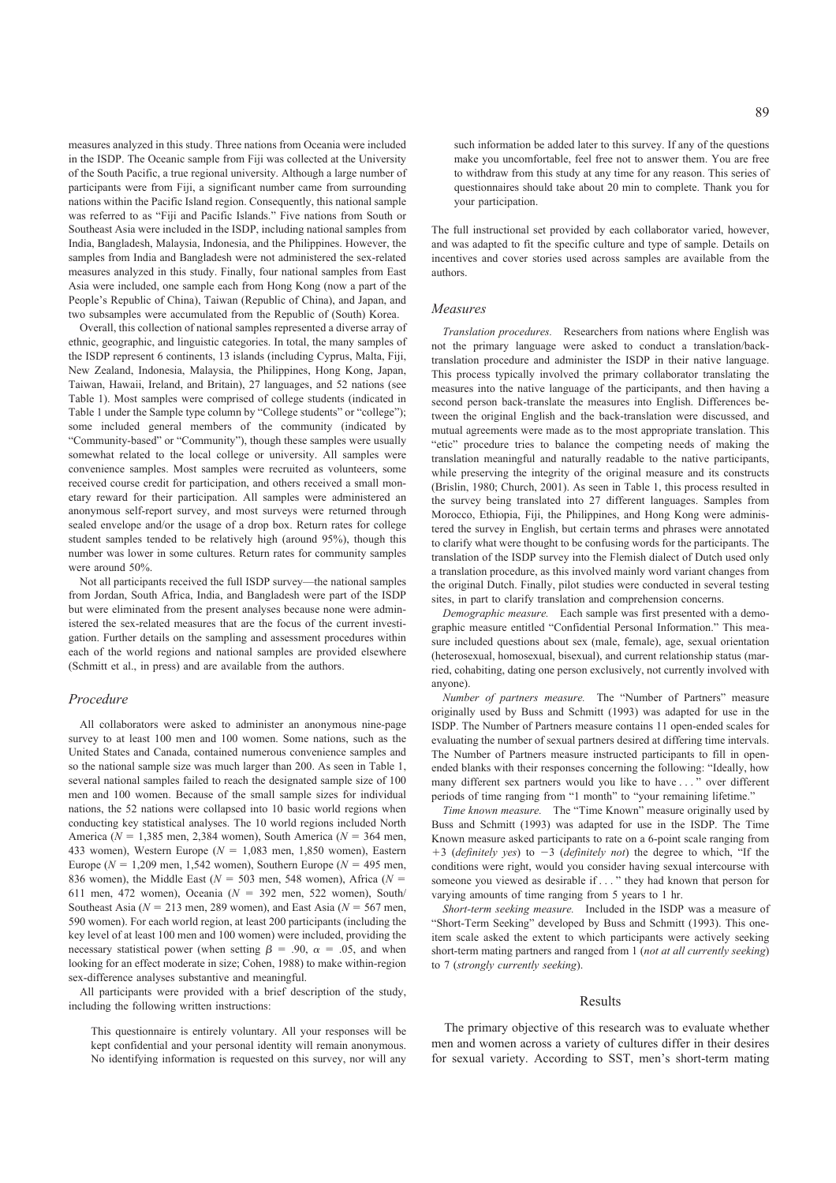measures analyzed in this study. Three nations from Oceania were included in the ISDP. The Oceanic sample from Fiji was collected at the University of the South Pacific, a true regional university. Although a large number of participants were from Fiji, a significant number came from surrounding nations within the Pacific Island region. Consequently, this national sample was referred to as "Fiji and Pacific Islands." Five nations from South or Southeast Asia were included in the ISDP, including national samples from India, Bangladesh, Malaysia, Indonesia, and the Philippines. However, the samples from India and Bangladesh were not administered the sex-related measures analyzed in this study. Finally, four national samples from East Asia were included, one sample each from Hong Kong (now a part of the People's Republic of China), Taiwan (Republic of China), and Japan, and two subsamples were accumulated from the Republic of (South) Korea.

Overall, this collection of national samples represented a diverse array of ethnic, geographic, and linguistic categories. In total, the many samples of the ISDP represent 6 continents, 13 islands (including Cyprus, Malta, Fiji, New Zealand, Indonesia, Malaysia, the Philippines, Hong Kong, Japan, Taiwan, Hawaii, Ireland, and Britain), 27 languages, and 52 nations (see Table 1). Most samples were comprised of college students (indicated in Table 1 under the Sample type column by "College students" or "college"); some included general members of the community (indicated by "Community-based" or "Community"), though these samples were usually somewhat related to the local college or university. All samples were convenience samples. Most samples were recruited as volunteers, some received course credit for participation, and others received a small monetary reward for their participation. All samples were administered an anonymous self-report survey, and most surveys were returned through sealed envelope and/or the usage of a drop box. Return rates for college student samples tended to be relatively high (around 95%), though this number was lower in some cultures. Return rates for community samples were around 50%.

Not all participants received the full ISDP survey—the national samples from Jordan, South Africa, India, and Bangladesh were part of the ISDP but were eliminated from the present analyses because none were administered the sex-related measures that are the focus of the current investigation. Further details on the sampling and assessment procedures within each of the world regions and national samples are provided elsewhere (Schmitt et al., in press) and are available from the authors.

## Procedure

All collaborators were asked to administer an anonymous nine-page survey to at least 100 men and 100 women. Some nations, such as the United States and Canada, contained numerous convenience samples and so the national sample size was much larger than 200. As seen in Table 1, several national samples failed to reach the designated sample size of 100 men and 100 women. Because of the small sample sizes for individual nations, the 52 nations were collapsed into 10 basic world regions when conducting key statistical analyses. The 10 world regions included North America ($N$ = 1,385 men, 2,384 women), South America ($N$ = 364 men, 433 women), Western Europe ($N$ = 1,083 men, 1,850 women), Eastern Europe ($N$ = 1,209 men, 1,542 women), Southern Europe ($N$ = 495 men, 836 women), the Middle East ($N$ = 503 men, 548 women), Africa ($N$ = 611 men, 472 women), Oceania ($N$ = 392 men, 522 women), South/Southeast Asia ($N$ = 213 men, 289 women), and East Asia ($N$ = 567 men, 590 women). For each world region, at least 200 participants (including the key level of at least 100 men and 100 women) were included, providing the necessary statistical power (when setting $\beta$ = .90, $\alpha$ = .05, and when looking for an effect moderate in size; Cohen, 1988) to make within-region sex-difference analyses substantive and meaningful.

All participants were provided with a brief description of the study, including the following written instructions:

> This questionnaire is entirely voluntary. All your responses will be kept confidential and your personal identity will remain anonymous. No identifying information is requested on this survey, nor will any such information be added later to this survey. If any of the questions make you uncomfortable, feel free not to answer them. You are free to withdraw from this study at any time for any reason. This series of questionnaires should take about 20 min to complete. Thank you for your participation.

The full instructional set provided by each collaborator varied, however, and was adapted to fit the specific culture and type of sample. Details on incentives and cover stories used across samples are available from the authors.

## Measures

*Translation procedures.* Researchers from nations where English was not the primary language were asked to conduct a translation/back-translation procedure and administer the ISDP in their native language. This process typically involved the primary collaborator translating the measures into the native language of the participants, and then having a second person back-translate the measures into English. Differences between the original English and the back-translation were discussed, and mutual agreements were made as to the most appropriate translation. This "etic" procedure tries to balance the competing needs of making the translation meaningful and naturally readable to the native participants, while preserving the integrity of the original measure and its constructs (Brislin, 1980; Church, 2001). As seen in Table 1, this process resulted in the survey being translated into 27 different languages. Samples from Morocco, Ethiopia, Fiji, the Philippines, and Hong Kong were administered the survey in English, but certain terms and phrases were annotated to clarify what were thought to be confusing words for the participants. The translation of the ISDP survey into the Flemish dialect of Dutch used only a translation procedure, as this involved mainly word variant changes from the original Dutch. Finally, pilot studies were conducted in several testing sites, in part to clarify translation and comprehension concerns.

*Demographic measure.* Each sample was first presented with a demographic measure entitled "Confidential Personal Information." This measure included questions about sex (male, female), age, sexual orientation (heterosexual, homosexual, bisexual), and current relationship status (married, cohabiting, dating one person exclusively, not currently involved with anyone).

*Number of partners measure.* The "Number of Partners" measure originally used by Buss and Schmitt (1993) was adapted for use in the ISDP. The Number of Partners measure contains 11 open-ended scales for evaluating the number of sexual partners desired at differing time intervals. The Number of Partners measure instructed participants to fill in open-ended blanks with their responses concerning the following: "Ideally, how many different sex partners would you like to have . . . " over different periods of time ranging from "1 month" to "your remaining lifetime."

*Time known measure.* The "Time Known" measure originally used by Buss and Schmitt (1993) was adapted for use in the ISDP. The Time Known measure asked participants to rate on a 6-point scale ranging from +3 (*definitely yes*) to −3 (*definitely not*) the degree to which, "If the conditions were right, would you consider having sexual intercourse with someone you viewed as desirable if . . . " they had known that person for varying amounts of time ranging from 5 years to 1 hr.

*Short-term seeking measure.* Included in the ISDP was a measure of "Short-Term Seeking" developed by Buss and Schmitt (1993). This one-item scale asked the extent to which participants were actively seeking short-term mating partners and ranged from 1 (*not at all currently seeking*) to 7 (*strongly currently seeking*).

# Results

The primary objective of this research was to evaluate whether men and women across a variety of cultures differ in their desires for sexual variety. According to SST, men's short-term mating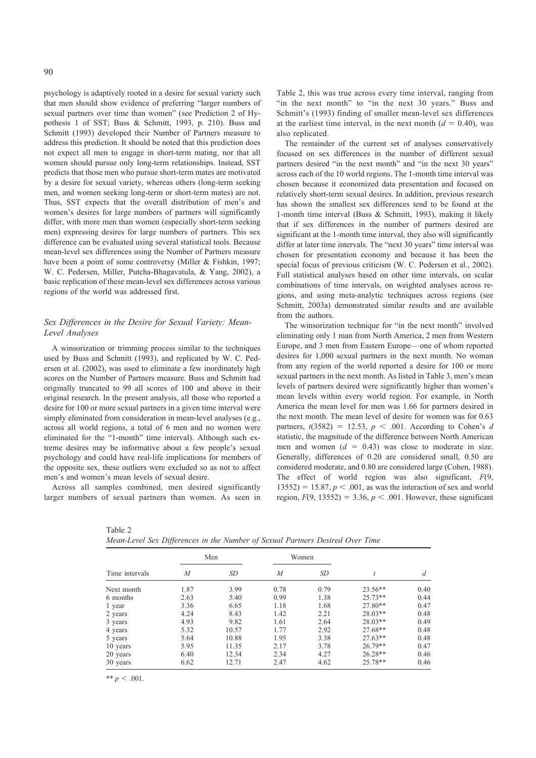psychology is adaptively rooted in a desire for sexual variety such that men should show evidence of preferring "larger numbers of sexual partners over time than women" (see Prediction 2 of Hypothesis 1 of SST; Buss & Schmitt, 1993, p. 210). Buss and Schmitt (1993) developed their Number of Partners measure to address this prediction. It should be noted that this prediction does not expect all men to engage in short-term mating, nor that all women should pursue only long-term relationships. Instead, SST predicts that those men who pursue short-term mates are motivated by a desire for sexual variety, whereas others (long-term seeking men, and women seeking long-term or short-term mates) are not. Thus, SST expects that the overall distribution of men's and women's desires for large numbers of partners will significantly differ, with more men than women (especially short-term seeking men) expressing desires for large numbers of partners. This sex difference can be evaluated using several statistical tools. Because mean-level sex differences using the Number of Partners measure have been a point of some controversy (Miller & Fishkin, 1997; W. C. Pedersen, Miller, Putcha-Bhagavatula, & Yang, 2002), a basic replication of these mean-level sex differences across various regions of the world was addressed first.

### *Sex Differences in the Desire for Sexual Variety: Mean-Level Analyses*

A winsorization or trimming process similar to the techniques used by Buss and Schmitt (1993), and replicated by W. C. Pedersen et al. (2002), was used to eliminate a few inordinately high scores on the Number of Partners measure. Buss and Schmitt had originally truncated to 99 all scores of 100 and above in their original research. In the present analysis, all those who reported a desire for 100 or more sexual partners in a given time interval were simply eliminated from consideration in mean-level analyses (e.g., across all world regions, a total of 6 men and no women were eliminated for the "1-month" time interval). Although such extreme desires may be informative about a few people's sexual psychology and could have real-life implications for members of the opposite sex, these outliers were excluded so as not to affect men's and women's mean levels of sexual desire.

Across all samples combined, men desired significantly larger numbers of sexual partners than women. As seen in Table 2, this was true across every time interval, ranging from "in the next month" to "in the next 30 years." Buss and Schmitt's (1993) finding of smaller mean-level sex differences at the earliest time interval, in the next month ($d = 0.40$), was also replicated.

The remainder of the current set of analyses conservatively focused on sex differences in the number of different sexual partners desired "in the next month" and "in the next 30 years" across each of the 10 world regions. The 1-month time interval was chosen because it economized data presentation and focused on relatively short-term sexual desires. In addition, previous research has shown the smallest sex differences tend to be found at the 1-month time interval (Buss & Schmitt, 1993), making it likely that if sex differences in the number of partners desired are significant at the 1-month time interval, they also will significantly differ at later time intervals. The "next 30 years" time interval was chosen for presentation economy and because it has been the special focus of previous criticism (W. C. Pedersen et al., 2002). Full statistical analyses based on other time intervals, on scalar combinations of time intervals, on weighted analyses across regions, and using meta-analytic techniques across regions (see Schmitt, 2003a) demonstrated similar results and are available from the authors.

The winsorization technique for "in the next month" involved eliminating only 1 man from North America, 2 men from Western Europe, and 3 men from Eastern Europe—one of whom reported desires for 1,000 sexual partners in the next month. No woman from any region of the world reported a desire for 100 or more sexual partners in the next month. As listed in Table 3, men's mean levels of partners desired were significantly higher than women's mean levels within every world region. For example, in North America the mean level for men was 1.66 for partners desired in the next month. The mean level of desire for women was for 0.63 partners, $t(3582) = 12.53$, $p < .001$. According to Cohen's $d$ statistic, the magnitude of the difference between North American men and women ($d = 0.43$) was close to moderate in size. Generally, differences of 0.20 are considered small, 0.50 are considered moderate, and 0.80 are considered large (Cohen, 1988). The effect of world region was also significant, $F(9, 13552) = 15.87$, $p < .001$, as was the interaction of sex and world region, $F(9, 13552) = 3.36$, $p < .001$. However, these significant

Table 2
*Mean-Level Sex Differences in the Number of Sexual Partners Desired Over Time*

| Time intervals | Men | | Women | | | |
|---|---|---|---|---|---|---|
| | *M* | *SD* | *M* | *SD* | *t* | *d* |
| Next month | 1.87 | 3.99 | 0.78 | 0.79 | 23.56** | 0.40 |
| 6 months | 2.63 | 5.40 | 0.99 | 1.38 | 25.73** | 0.44 |
| 1 year | 3.36 | 6.65 | 1.18 | 1.68 | 27.80** | 0.47 |
| 2 years | 4.24 | 8.43 | 1.42 | 2.21 | 28.03** | 0.48 |
| 3 years | 4.93 | 9.82 | 1.61 | 2.64 | 28.03** | 0.49 |
| 4 years | 5.32 | 10.57 | 1.77 | 2.92 | 27.68** | 0.48 |
| 5 years | 5.64 | 10.88 | 1.95 | 3.38 | 27.63** | 0.48 |
| 10 years | 5.95 | 11.35 | 2.17 | 3.78 | 26.79** | 0.47 |
| 20 years | 6.40 | 12.34 | 2.34 | 4.27 | 26.28** | 0.46 |
| 30 years | 6.62 | 12.71 | 2.47 | 4.62 | 25.78** | 0.46 |

** $p < .001$.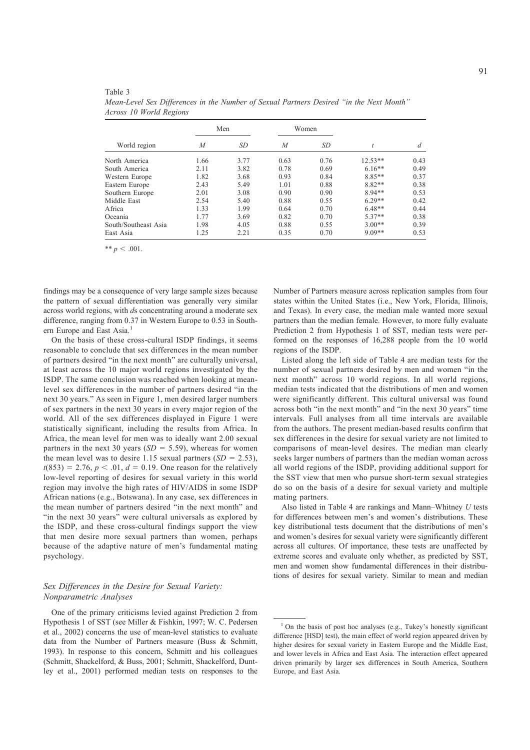Table 3

*Mean-Level Sex Differences in the Number of Sexual Partners Desired "in the Next Month" Across 10 World Regions*

| World region | Men | | Women | | | |
|---|---|---|---|---|---|---|
| | *M* | *SD* | *M* | *SD* | *t* | *d* |
| North America | 1.66 | 3.77 | 0.63 | 0.76 | 12.53** | 0.43 |
| South America | 2.11 | 3.82 | 0.78 | 0.69 | 6.16** | 0.49 |
| Western Europe | 1.82 | 3.68 | 0.93 | 0.84 | 8.85** | 0.37 |
| Eastern Europe | 2.43 | 5.49 | 1.01 | 0.88 | 8.82** | 0.38 |
| Southern Europe | 2.01 | 3.08 | 0.90 | 0.90 | 8.94** | 0.53 |
| Middle East | 2.54 | 5.40 | 0.88 | 0.55 | 6.29** | 0.42 |
| Africa | 1.33 | 1.99 | 0.64 | 0.70 | 6.48** | 0.44 |
| Oceania | 1.77 | 3.69 | 0.82 | 0.70 | 5.37** | 0.38 |
| South/Southeast Asia | 1.98 | 4.05 | 0.88 | 0.55 | 3.00** | 0.39 |
| East Asia | 1.25 | 2.21 | 0.35 | 0.70 | 9.09** | 0.53 |

** $p < .001$.

findings may be a consequence of very large sample sizes because the pattern of sexual differentiation was generally very similar across world regions, with *d*s concentrating around a moderate sex difference, ranging from 0.37 in Western Europe to 0.53 in Southern Europe and East Asia.[1]

On the basis of these cross-cultural ISDP findings, it seems reasonable to conclude that sex differences in the mean number of partners desired "in the next month" are culturally universal, at least across the 10 major world regions investigated by the ISDP. The same conclusion was reached when looking at mean-level sex differences in the number of partners desired "in the next 30 years." As seen in Figure 1, men desired larger numbers of sex partners in the next 30 years in every major region of the world. All of the sex differences displayed in Figure 1 were statistically significant, including the results from Africa. In Africa, the mean level for men was to ideally want 2.00 sexual partners in the next 30 years ($SD = 5.59$), whereas for women the mean level was to desire 1.15 sexual partners ($SD = 2.53$), $t(853) = 2.76$, $p < .01$, $d = 0.19$. One reason for the relatively low-level reporting of desires for sexual variety in this world region may involve the high rates of HIV/AIDS in some ISDP African nations (e.g., Botswana). In any case, sex differences in the mean number of partners desired "in the next month" and "in the next 30 years" were cultural universals as explored by the ISDP, and these cross-cultural findings support the view that men desire more sexual partners than women, perhaps because of the adaptive nature of men's fundamental mating psychology.

### *Sex Differences in the Desire for Sexual Variety: Nonparametric Analyses*

One of the primary criticisms levied against Prediction 2 from Hypothesis 1 of SST (see Miller & Fishkin, 1997; W. C. Pedersen et al., 2002) concerns the use of mean-level statistics to evaluate data from the Number of Partners measure (Buss & Schmitt, 1993). In response to this concern, Schmitt and his colleagues (Schmitt, Shackelford, & Buss, 2001; Schmitt, Shackelford, Duntley et al., 2001) performed median tests on responses to the Number of Partners measure across replication samples from four states within the United States (i.e., New York, Florida, Illinois, and Texas). In every case, the median male wanted more sexual partners than the median female. However, to more fully evaluate Prediction 2 from Hypothesis 1 of SST, median tests were performed on the responses of 16,288 people from the 10 world regions of the ISDP.

Listed along the left side of Table 4 are median tests for the number of sexual partners desired by men and women "in the next month" across 10 world regions. In all world regions, median tests indicated that the distributions of men and women were significantly different. This cultural universal was found across both "in the next month" and "in the next 30 years" time intervals. Full analyses from all time intervals are available from the authors. The present median-based results confirm that sex differences in the desire for sexual variety are not limited to comparisons of mean-level desires. The median man clearly seeks larger numbers of partners than the median woman across all world regions of the ISDP, providing additional support for the SST view that men who pursue short-term sexual strategies do so on the basis of a desire for sexual variety and multiple mating partners.

Also listed in Table 4 are rankings and Mann–Whitney *U* tests for differences between men's and women's distributions. These key distributional tests document that the distributions of men's and women's desires for sexual variety were significantly different across all cultures. Of importance, these tests are unaffected by extreme scores and evaluate only whether, as predicted by SST, men and women show fundamental differences in their distributions of desires for sexual variety. Similar to mean and median

[1] On the basis of post hoc analyses (e.g., Tukey's honestly significant difference [HSD] test), the main effect of world region appeared driven by higher desires for sexual variety in Eastern Europe and the Middle East, and lower levels in Africa and East Asia. The interaction effect appeared driven primarily by larger sex differences in South America, Southern Europe, and East Asia.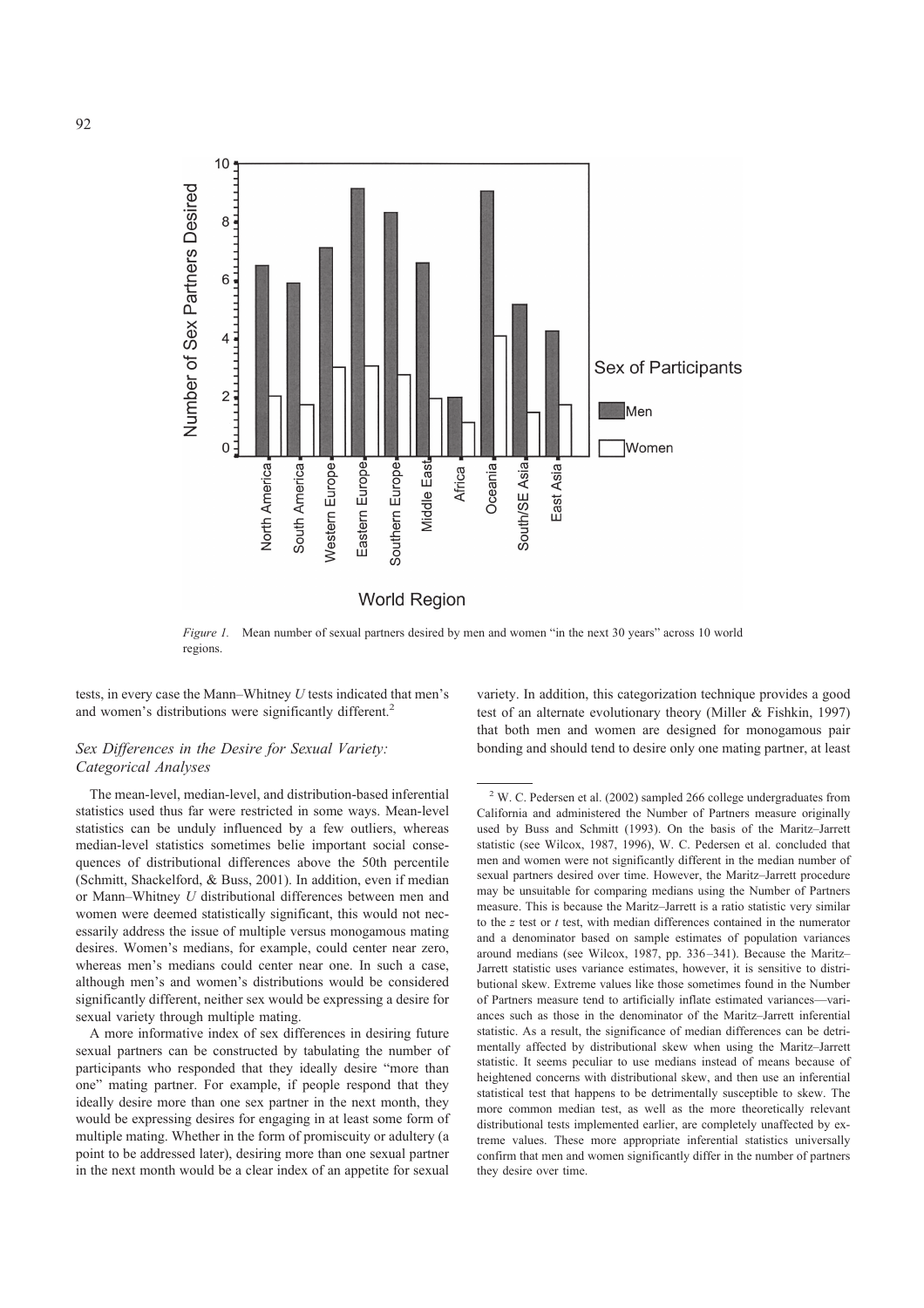*Figure 1.* Mean number of sexual partners desired by men and women "in the next 30 years" across 10 world regions.

tests, in every case the Mann–Whitney *U* tests indicated that men's and women's distributions were significantly different.[2]

### *Sex Differences in the Desire for Sexual Variety: Categorical Analyses*

The mean-level, median-level, and distribution-based inferential statistics used thus far were restricted in some ways. Mean-level statistics can be unduly influenced by a few outliers, whereas median-level statistics sometimes belie important social consequences of distributional differences above the 50th percentile (Schmitt, Shackelford, & Buss, 2001). In addition, even if median or Mann–Whitney *U* distributional differences between men and women were deemed statistically significant, this would not necessarily address the issue of multiple versus monogamous mating desires. Women's medians, for example, could center near zero, whereas men's medians could center near one. In such a case, although men's and women's distributions would be considered significantly different, neither sex would be expressing a desire for sexual variety through multiple mating.

A more informative index of sex differences in desiring future sexual partners can be constructed by tabulating the number of participants who responded that they ideally desire "more than one" mating partner. For example, if people respond that they ideally desire more than one sex partner in the next month, they would be expressing desires for engaging in at least some form of multiple mating. Whether in the form of promiscuity or adultery (a point to be addressed later), desiring more than one sexual partner in the next month would be a clear index of an appetite for sexual variety. In addition, this categorization technique provides a good test of an alternate evolutionary theory (Miller & Fishkin, 1997) that both men and women are designed for monogamous pair bonding and should tend to desire only one mating partner, at least

[2] W. C. Pedersen et al. (2002) sampled 266 college undergraduates from California and administered the Number of Partners measure originally used by Buss and Schmitt (1993). On the basis of the Maritz–Jarrett statistic (see Wilcox, 1987, 1996), W. C. Pedersen et al. concluded that men and women were not significantly different in the median number of sexual partners desired over time. However, the Maritz–Jarrett procedure may be unsuitable for comparing medians using the Number of Partners measure. This is because the Maritz–Jarrett is a ratio statistic very similar to the *z* test or *t* test, with median differences contained in the numerator and a denominator based on sample estimates of population variances around medians (see Wilcox, 1987, pp. 336–341). Because the Maritz–Jarrett statistic uses variance estimates, however, it is sensitive to distributional skew. Extreme values like those sometimes found in the Number of Partners measure tend to artificially inflate estimated variances—variances such as those in the denominator of the Maritz–Jarrett inferential statistic. As a result, the significance of median differences can be detrimentally affected by distributional skew when using the Maritz–Jarrett statistic. It seems peculiar to use medians instead of means because of heightened concerns with distributional skew, and then use an inferential statistical test that happens to be detrimentally susceptible to skew. The more common median test, as well as the more theoretically relevant distributional tests implemented earlier, are completely unaffected by extreme values. These more appropriate inferential statistics universally confirm that men and women significantly differ in the number of partners they desire over time.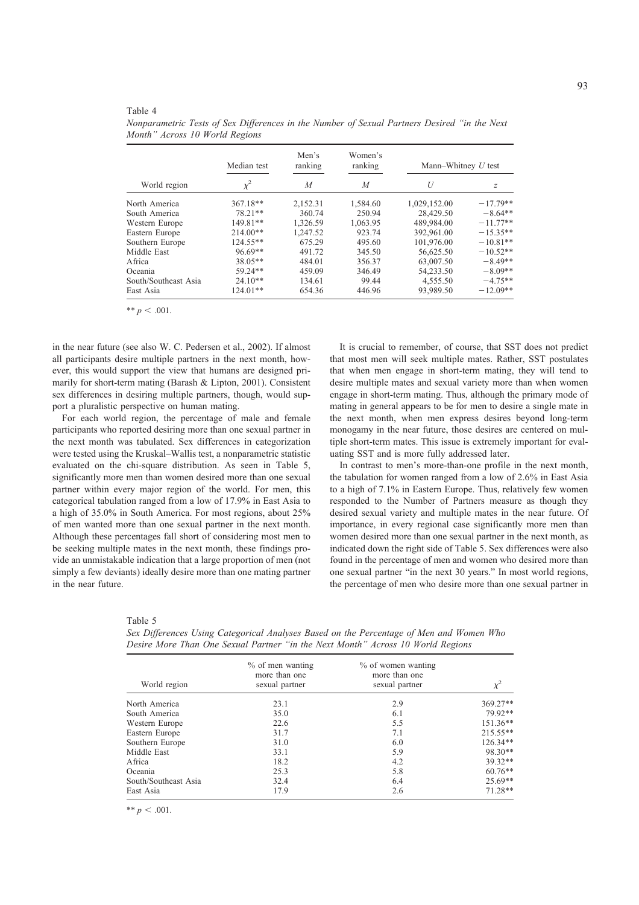Table 4

*Nonparametric Tests of Sex Differences in the Number of Sexual Partners Desired "in the Next Month" Across 10 World Regions*

| World region | Median test $\chi^2$ | Men's ranking $M$ | Women's ranking $M$ | Mann–Whitney $U$ test $U$ | $z$ |
|---|---|---|---|---|---|
| North America | 367.18** | 2,152.31 | 1,584.60 | 1,029,152.00 | −17.79** |
| South America | 78.21** | 360.74 | 250.94 | 28,429.50 | −8.64** |
| Western Europe | 149.81** | 1,326.59 | 1,063.95 | 489,984.00 | −11.77** |
| Eastern Europe | 214.00** | 1,247.52 | 923.74 | 392,961.00 | −15.35** |
| Southern Europe | 124.55** | 675.29 | 495.60 | 101,976.00 | −10.81** |
| Middle East | 96.69** | 491.72 | 345.50 | 56,625.50 | −10.52** |
| Africa | 38.05** | 484.01 | 356.37 | 63,007.50 | −8.49** |
| Oceania | 59.24** | 459.09 | 346.49 | 54,233.50 | −8.09** |
| South/Southeast Asia | 24.10** | 134.61 | 99.44 | 4,555.50 | −4.75** |
| East Asia | 124.01** | 654.36 | 446.96 | 93,989.50 | −12.09** |

** $p < .001$.

in the near future (see also W. C. Pedersen et al., 2002). If almost all participants desire multiple partners in the next month, however, this would support the view that humans are designed primarily for short-term mating (Barash & Lipton, 2001). Consistent sex differences in desiring multiple partners, though, would support a pluralistic perspective on human mating.

For each world region, the percentage of male and female participants who reported desiring more than one sexual partner in the next month was tabulated. Sex differences in categorization were tested using the Kruskal–Wallis test, a nonparametric statistic evaluated on the chi-square distribution. As seen in Table 5, significantly more men than women desired more than one sexual partner within every major region of the world. For men, this categorical tabulation ranged from a low of 17.9% in East Asia to a high of 35.0% in South America. For most regions, about 25% of men wanted more than one sexual partner in the next month. Although these percentages fall short of considering most men to be seeking multiple mates in the next month, these findings provide an unmistakable indication that a large proportion of men (not simply a few deviants) ideally desire more than one mating partner in the near future.

It is crucial to remember, of course, that SST does not predict that most men will seek multiple mates. Rather, SST postulates that when men engage in short-term mating, they will tend to desire multiple mates and sexual variety more than when women engage in short-term mating. Thus, although the primary mode of mating in general appears to be for men to desire a single mate in the next month, when men express desires beyond long-term monogamy in the near future, those desires are centered on multiple short-term mates. This issue is extremely important for evaluating SST and is more fully addressed later.

In contrast to men's more-than-one profile in the next month, the tabulation for women ranged from a low of 2.6% in East Asia to a high of 7.1% in Eastern Europe. Thus, relatively few women responded to the Number of Partners measure as though they desired sexual variety and multiple mates in the near future. Of importance, in every regional case significantly more men than women desired more than one sexual partner in the next month, as indicated down the right side of Table 5. Sex differences were also found in the percentage of men and women who desired more than one sexual partner "in the next 30 years." In most world regions, the percentage of men who desire more than one sexual partner in

Table 5

*Sex Differences Using Categorical Analyses Based on the Percentage of Men and Women Who Desire More Than One Sexual Partner "in the Next Month" Across 10 World Regions*

| World region | % of men wanting more than one sexual partner | % of women wanting more than one sexual partner | $\chi^2$ |
|---|---|---|---|
| North America | 23.1 | 2.9 | 369.27** |
| South America | 35.0 | 6.1 | 79.92** |
| Western Europe | 22.6 | 5.5 | 151.36** |
| Eastern Europe | 31.7 | 7.1 | 215.55** |
| Southern Europe | 31.0 | 6.0 | 126.34** |
| Middle East | 33.1 | 5.9 | 98.30** |
| Africa | 18.2 | 4.2 | 39.32** |
| Oceania | 25.3 | 5.8 | 60.76** |
| South/Southeast Asia | 32.4 | 6.4 | 25.69** |
| East Asia | 17.9 | 2.6 | 71.28** |

** $p < .001$.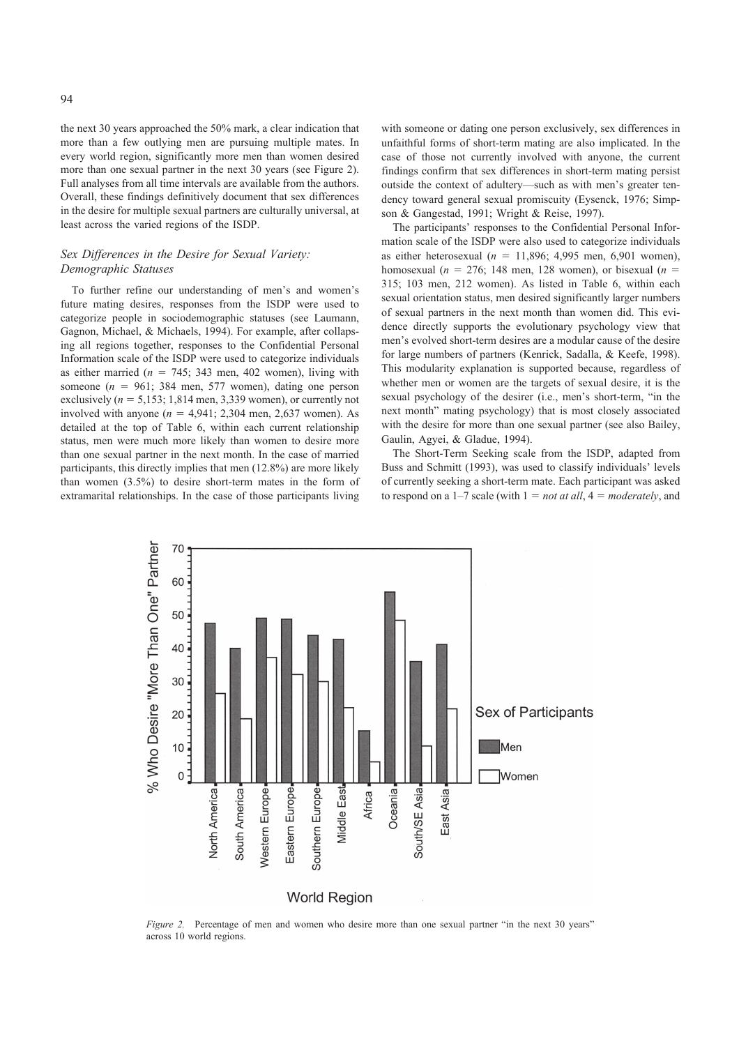the next 30 years approached the 50% mark, a clear indication that more than a few outlying men are pursuing multiple mates. In every world region, significantly more men than women desired more than one sexual partner in the next 30 years (see Figure 2). Full analyses from all time intervals are available from the authors. Overall, these findings definitively document that sex differences in the desire for multiple sexual partners are culturally universal, at least across the varied regions of the ISDP.

### *Sex Differences in the Desire for Sexual Variety: Demographic Statuses*

To further refine our understanding of men's and women's future mating desires, responses from the ISDP were used to categorize people in sociodemographic statuses (see Laumann, Gagnon, Michael, & Michaels, 1994). For example, after collapsing all regions together, responses to the Confidential Personal Information scale of the ISDP were used to categorize individuals as either married ($n$ = 745; 343 men, 402 women), living with someone ($n$ = 961; 384 men, 577 women), dating one person exclusively ($n$ = 5,153; 1,814 men, 3,339 women), or currently not involved with anyone ($n$ = 4,941; 2,304 men, 2,637 women). As detailed at the top of Table 6, within each current relationship status, men were much more likely than women to desire more than one sexual partner in the next month. In the case of married participants, this directly implies that men (12.8%) are more likely than women (3.5%) to desire short-term mates in the form of extramarital relationships. In the case of those participants living with someone or dating one person exclusively, sex differences in unfaithful forms of short-term mating are also implicated. In the case of those not currently involved with anyone, the current findings confirm that sex differences in short-term mating persist outside the context of adultery—such as with men's greater tendency toward general sexual promiscuity (Eysenck, 1976; Simpson & Gangestad, 1991; Wright & Reise, 1997).

The participants' responses to the Confidential Personal Information scale of the ISDP were also used to categorize individuals as either heterosexual ($n$ = 11,896; 4,995 men, 6,901 women), homosexual ($n$ = 276; 148 men, 128 women), or bisexual ($n$ = 315; 103 men, 212 women). As listed in Table 6, within each sexual orientation status, men desired significantly larger numbers of sexual partners in the next month than women did. This evidence directly supports the evolutionary psychology view that men's evolved short-term desires are a modular cause of the desire for large numbers of partners (Kenrick, Sadalla, & Keefe, 1998). This modularity explanation is supported because, regardless of whether men or women are the targets of sexual desire, it is the sexual psychology of the desirer (i.e., men's short-term, "in the next month" mating psychology) that is most closely associated with the desire for more than one sexual partner (see also Bailey, Gaulin, Agyei, & Gladue, 1994).

The Short-Term Seeking scale from the ISDP, adapted from Buss and Schmitt (1993), was used to classify individuals' levels of currently seeking a short-term mate. Each participant was asked to respond on a 1–7 scale (with 1 = *not at all*, 4 = *moderately*, and

*Figure 2.* Percentage of men and women who desire more than one sexual partner "in the next 30 years" across 10 world regions.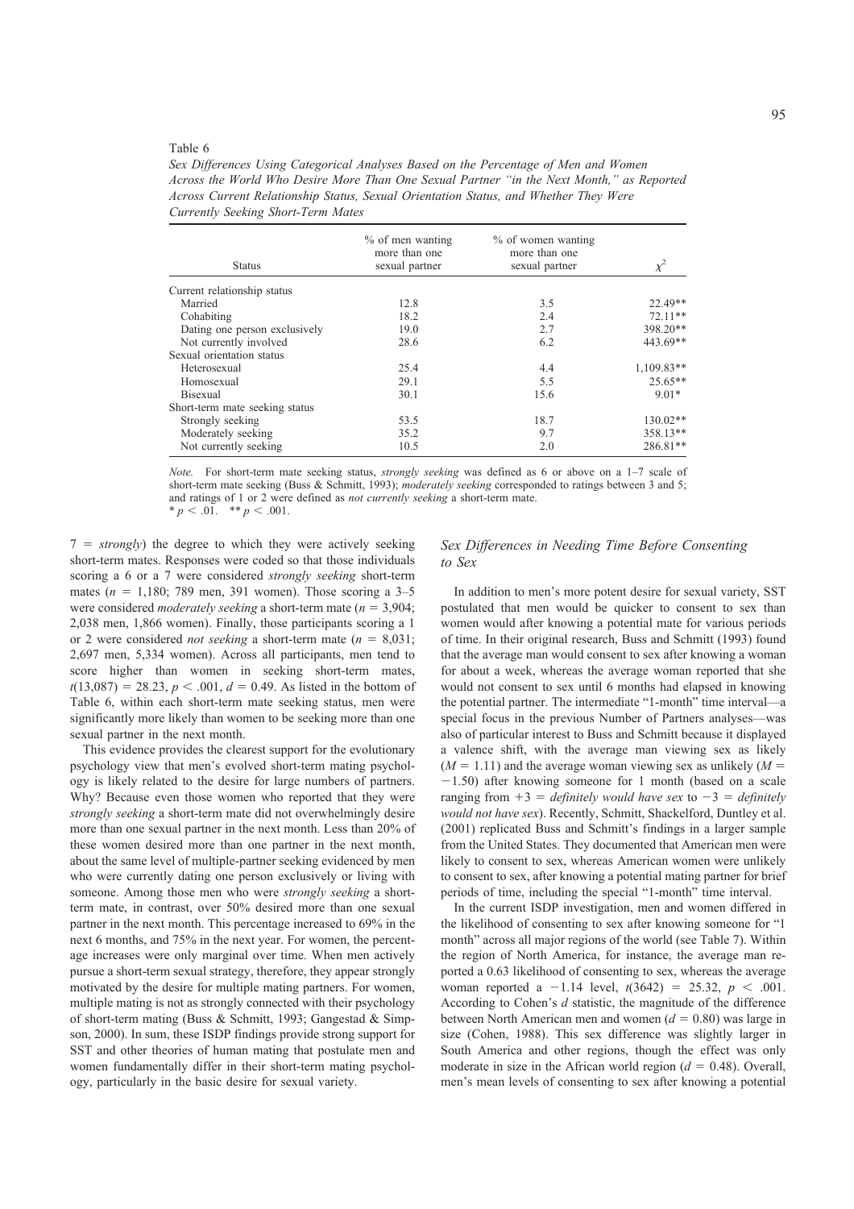Table 6

*Sex Differences Using Categorical Analyses Based on the Percentage of Men and Women Across the World Who Desire More Than One Sexual Partner "in the Next Month," as Reported Across Current Relationship Status, Sexual Orientation Status, and Whether They Were Currently Seeking Short-Term Mates*

| Status | % of men wanting more than one sexual partner | % of women wanting more than one sexual partner | $\chi^2$ |
|---|---|---|---|
| Current relationship status | | | |
| Married | 12.8 | 3.5 | 22.49** |
| Cohabiting | 18.2 | 2.4 | 72.11** |
| Dating one person exclusively | 19.0 | 2.7 | 398.20** |
| Not currently involved | 28.6 | 6.2 | 443.69** |
| Sexual orientation status | | | |
| Heterosexual | 25.4 | 4.4 | 1,109.83** |
| Homosexual | 29.1 | 5.5 | 25.65** |
| Bisexual | 30.1 | 15.6 | 9.01* |
| Short-term mate seeking status | | | |
| Strongly seeking | 53.5 | 18.7 | 130.02** |
| Moderately seeking | 35.2 | 9.7 | 358.13** |
| Not currently seeking | 10.5 | 2.0 | 286.81** |

*Note.* For short-term mate seeking status, *strongly seeking* was defined as 6 or above on a 1–7 scale of short-term mate seeking (Buss & Schmitt, 1993); *moderately seeking* corresponded to ratings between 3 and 5; and ratings of 1 or 2 were defined as *not currently seeking* a short-term mate.
\* $p < .01$. \*\* $p < .001$.

7 = *strongly*) the degree to which they were actively seeking short-term mates. Responses were coded so that those individuals scoring a 6 or a 7 were considered *strongly seeking* short-term mates ($n$ = 1,180; 789 men, 391 women). Those scoring a 3–5 were considered *moderately seeking* a short-term mate ($n$ = 3,904; 2,038 men, 1,866 women). Finally, those participants scoring a 1 or 2 were considered *not seeking* a short-term mate ($n$ = 8,031; 2,697 men, 5,334 women). Across all participants, men tend to score higher than women in seeking short-term mates, $t(13{,}087) = 28.23$, $p < .001$, $d = 0.49$. As listed in the bottom of Table 6, within each short-term mate seeking status, men were significantly more likely than women to be seeking more than one sexual partner in the next month.

This evidence provides the clearest support for the evolutionary psychology view that men's evolved short-term mating psychology is likely related to the desire for large numbers of partners. Why? Because even those women who reported that they were *strongly seeking* a short-term mate did not overwhelmingly desire more than one sexual partner in the next month. Less than 20% of these women desired more than one partner in the next month, about the same level of multiple-partner seeking evidenced by men who were currently dating one person exclusively or living with someone. Among those men who were *strongly seeking* a short-term mate, in contrast, over 50% desired more than one sexual partner in the next month. This percentage increased to 69% in the next 6 months, and 75% in the next year. For women, the percentage increases were only marginal over time. When men actively pursue a short-term sexual strategy, therefore, they appear strongly motivated by the desire for multiple mating partners. For women, multiple mating is not as strongly connected with their psychology of short-term mating (Buss & Schmitt, 1993; Gangestad & Simpson, 2000). In sum, these ISDP findings provide strong support for SST and other theories of human mating that postulate men and women fundamentally differ in their short-term mating psychology, particularly in the basic desire for sexual variety.

### *Sex Differences in Needing Time Before Consenting to Sex*

In addition to men's more potent desire for sexual variety, SST postulated that men would be quicker to consent to sex than women would after knowing a potential mate for various periods of time. In their original research, Buss and Schmitt (1993) found that the average man would consent to sex after knowing a woman for about a week, whereas the average woman reported that she would not consent to sex until 6 months had elapsed in knowing the potential partner. The intermediate "1-month" time interval—a special focus in the previous Number of Partners analyses—was also of particular interest to Buss and Schmitt because it displayed a valence shift, with the average man viewing sex as likely ($M$ = 1.11) and the average woman viewing sex as unlikely ($M$ = −1.50) after knowing someone for 1 month (based on a scale ranging from +3 = *definitely would have sex* to −3 = *definitely would not have sex*). Recently, Schmitt, Shackelford, Duntley et al. (2001) replicated Buss and Schmitt's findings in a larger sample from the United States. They documented that American men were likely to consent to sex, whereas American women were unlikely to consent to sex, after knowing a potential mating partner for brief periods of time, including the special "1-month" time interval.

In the current ISDP investigation, men and women differed in the likelihood of consenting to sex after knowing someone for "1 month" across all major regions of the world (see Table 7). Within the region of North America, for instance, the average man reported a 0.63 likelihood of consenting to sex, whereas the average woman reported a −1.14 level, $t(3642) = 25.32$, $p < .001$. According to Cohen's $d$ statistic, the magnitude of the difference between North American men and women ($d$ = 0.80) was large in size (Cohen, 1988). This sex difference was slightly larger in South America and other regions, though the effect was only moderate in size in the African world region ($d$ = 0.48). Overall, men's mean levels of consenting to sex after knowing a potential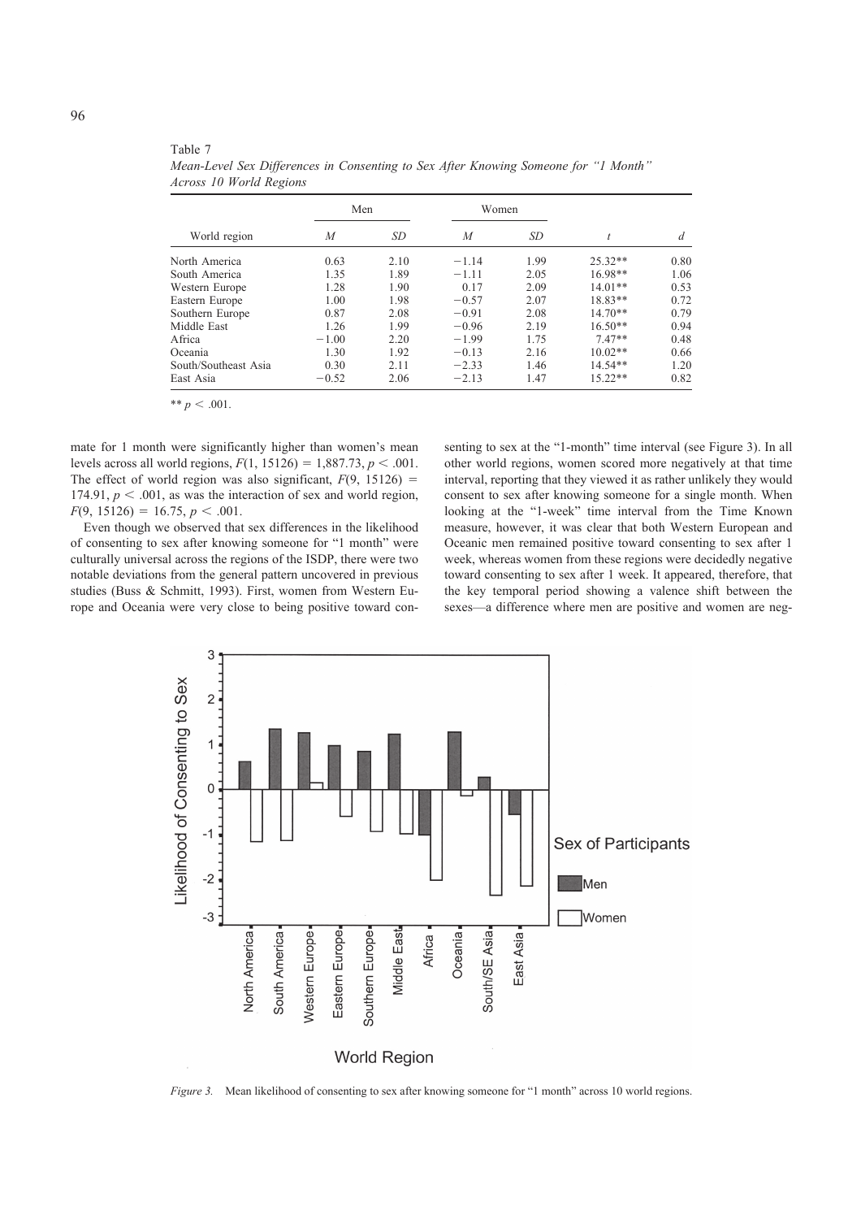Table 7

*Mean-Level Sex Differences in Consenting to Sex After Knowing Someone for "1 Month" Across 10 World Regions*

| World region | Men | | Women | | | |
|---|---|---|---|---|---|---|
| | *M* | *SD* | *M* | *SD* | *t* | *d* |
| North America | 0.63 | 2.10 | −1.14 | 1.99 | 25.32** | 0.80 |
| South America | 1.35 | 1.89 | −1.11 | 2.05 | 16.98** | 1.06 |
| Western Europe | 1.28 | 1.90 | 0.17 | 2.09 | 14.01** | 0.53 |
| Eastern Europe | 1.00 | 1.98 | −0.57 | 2.07 | 18.83** | 0.72 |
| Southern Europe | 0.87 | 2.08 | −0.91 | 2.08 | 14.70** | 0.79 |
| Middle East | 1.26 | 1.99 | −0.96 | 2.19 | 16.50** | 0.94 |
| Africa | −1.00 | 2.20 | −1.99 | 1.75 | 7.47** | 0.48 |
| Oceania | 1.30 | 1.92 | −0.13 | 2.16 | 10.02** | 0.66 |
| South/Southeast Asia | 0.30 | 2.11 | −2.33 | 1.46 | 14.54** | 1.20 |
| East Asia | −0.52 | 2.06 | −2.13 | 1.47 | 15.22** | 0.82 |

** $p < .001$.

mate for 1 month were significantly higher than women's mean levels across all world regions, $F(1, 15126) = 1{,}887.73$, $p < .001$. The effect of world region was also significant, $F(9, 15126) = 174.91$, $p < .001$, as was the interaction of sex and world region, $F(9, 15126) = 16.75$, $p < .001$.

Even though we observed that sex differences in the likelihood of consenting to sex after knowing someone for "1 month" were culturally universal across the regions of the ISDP, there were two notable deviations from the general pattern uncovered in previous studies (Buss & Schmitt, 1993). First, women from Western Europe and Oceania were very close to being positive toward consenting to sex at the "1-month" time interval (see Figure 3). In all other world regions, women scored more negatively at that time interval, reporting that they viewed it as rather unlikely they would consent to sex after knowing someone for a single month. When looking at the "1-week" time interval from the Time Known measure, however, it was clear that both Western European and Oceanic men remained positive toward consenting to sex after 1 week, whereas women from these regions were decidedly negative toward consenting to sex after 1 week. It appeared, therefore, that the key temporal period showing a valence shift between the sexes—a difference where men are positive and women are neg-

*Figure 3.* Mean likelihood of consenting to sex after knowing someone for "1 month" across 10 world regions.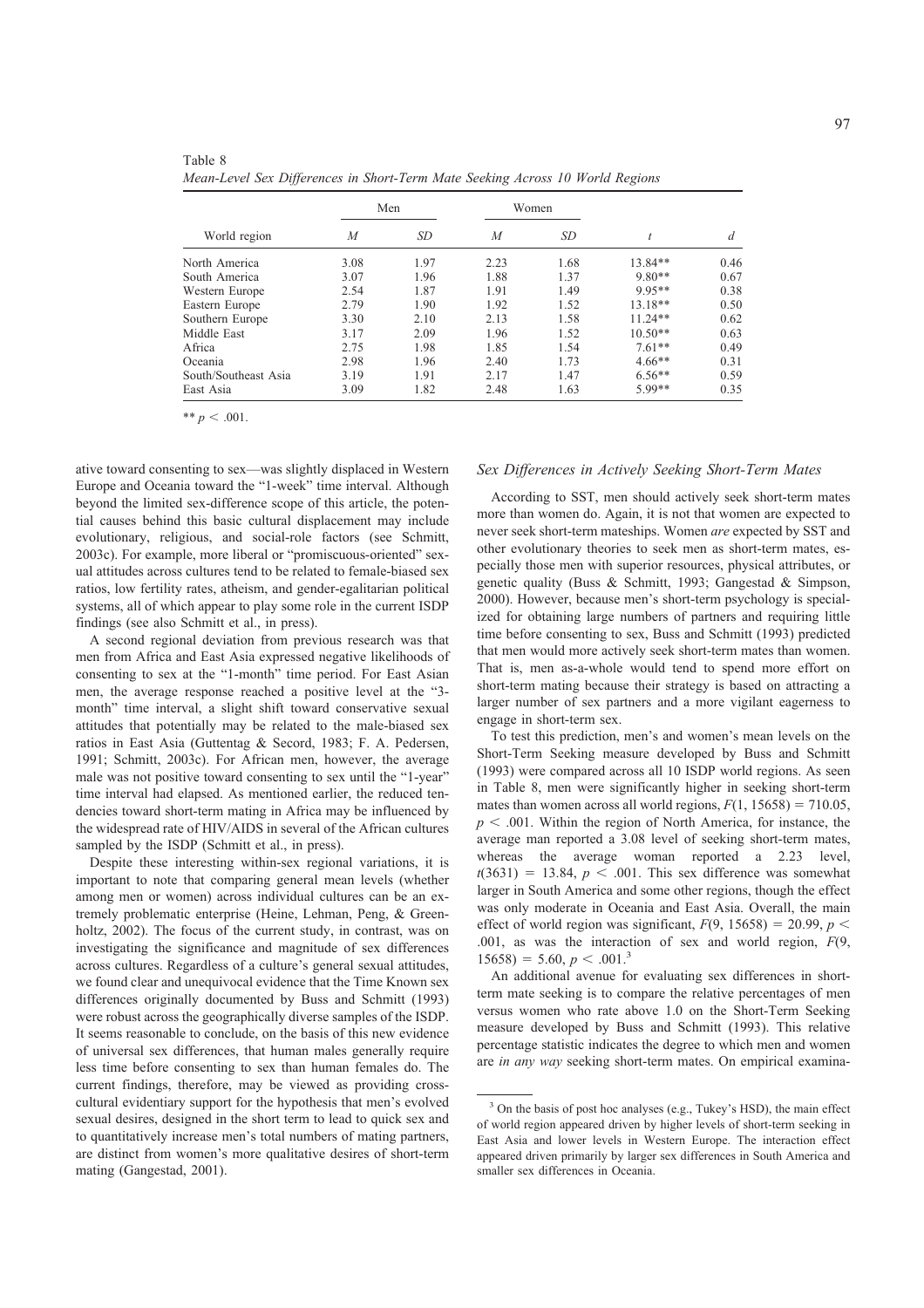Table 8
*Mean-Level Sex Differences in Short-Term Mate Seeking Across 10 World Regions*

| World region | Men | | Women | | | |
|---|---|---|---|---|---|---|
| | *M* | *SD* | *M* | *SD* | *t* | *d* |
| North America | 3.08 | 1.97 | 2.23 | 1.68 | 13.84** | 0.46 |
| South America | 3.07 | 1.96 | 1.88 | 1.37 | 9.80** | 0.67 |
| Western Europe | 2.54 | 1.87 | 1.91 | 1.49 | 9.95** | 0.38 |
| Eastern Europe | 2.79 | 1.90 | 1.92 | 1.52 | 13.18** | 0.50 |
| Southern Europe | 3.30 | 2.10 | 2.13 | 1.58 | 11.24** | 0.62 |
| Middle East | 3.17 | 2.09 | 1.96 | 1.52 | 10.50** | 0.63 |
| Africa | 2.75 | 1.98 | 1.85 | 1.54 | 7.61** | 0.49 |
| Oceania | 2.98 | 1.96 | 2.40 | 1.73 | 4.66** | 0.31 |
| South/Southeast Asia | 3.19 | 1.91 | 2.17 | 1.47 | 6.56** | 0.59 |
| East Asia | 3.09 | 1.82 | 2.48 | 1.63 | 5.99** | 0.35 |

** $p < .001$.

ative toward consenting to sex—was slightly displaced in Western Europe and Oceania toward the "1-week" time interval. Although beyond the limited sex-difference scope of this article, the potential causes behind this basic cultural displacement may include evolutionary, religious, and social-role factors (see Schmitt, 2003c). For example, more liberal or "promiscuous-oriented" sexual attitudes across cultures tend to be related to female-biased sex ratios, low fertility rates, atheism, and gender-egalitarian political systems, all of which appear to play some role in the current ISDP findings (see also Schmitt et al., in press).

A second regional deviation from previous research was that men from Africa and East Asia expressed negative likelihoods of consenting to sex at the "1-month" time period. For East Asian men, the average response reached a positive level at the "3-month" time interval, a slight shift toward conservative sexual attitudes that potentially may be related to the male-biased sex ratios in East Asia (Guttentag & Secord, 1983; F. A. Pedersen, 1991; Schmitt, 2003c). For African men, however, the average male was not positive toward consenting to sex until the "1-year" time interval had elapsed. As mentioned earlier, the reduced tendencies toward short-term mating in Africa may be influenced by the widespread rate of HIV/AIDS in several of the African cultures sampled by the ISDP (Schmitt et al., in press).

Despite these interesting within-sex regional variations, it is important to note that comparing general mean levels (whether among men or women) across individual cultures can be an extremely problematic enterprise (Heine, Lehman, Peng, & Greenholtz, 2002). The focus of the current study, in contrast, was on investigating the significance and magnitude of sex differences across cultures. Regardless of a culture's general sexual attitudes, we found clear and unequivocal evidence that the Time Known sex differences originally documented by Buss and Schmitt (1993) were robust across the geographically diverse samples of the ISDP. It seems reasonable to conclude, on the basis of this new evidence of universal sex differences, that human males generally require less time before consenting to sex than human females do. The current findings, therefore, may be viewed as providing cross-cultural evidentiary support for the hypothesis that men's evolved sexual desires, designed in the short term to lead to quick sex and to quantitatively increase men's total numbers of mating partners, are distinct from women's more qualitative desires of short-term mating (Gangestad, 2001).

### *Sex Differences in Actively Seeking Short-Term Mates*

According to SST, men should actively seek short-term mates more than women do. Again, it is not that women are expected to never seek short-term mateships. Women *are* expected by SST and other evolutionary theories to seek men as short-term mates, especially those men with superior resources, physical attributes, or genetic quality (Buss & Schmitt, 1993; Gangestad & Simpson, 2000). However, because men's short-term psychology is specialized for obtaining large numbers of partners and requiring little time before consenting to sex, Buss and Schmitt (1993) predicted that men would more actively seek short-term mates than women. That is, men as-a-whole would tend to spend more effort on short-term mating because their strategy is based on attracting a larger number of sex partners and a more vigilant eagerness to engage in short-term sex.

To test this prediction, men's and women's mean levels on the Short-Term Seeking measure developed by Buss and Schmitt (1993) were compared across all 10 ISDP world regions. As seen in Table 8, men were significantly higher in seeking short-term mates than women across all world regions, $F(1, 15658) = 710.05$, $p < .001$. Within the region of North America, for instance, the average man reported a 3.08 level of seeking short-term mates, whereas the average woman reported a 2.23 level, $t(3631) = 13.84$, $p < .001$. This sex difference was somewhat larger in South America and some other regions, though the effect was only moderate in Oceania and East Asia. Overall, the main effect of world region was significant, $F(9, 15658) = 20.99$, $p < .001$, as was the interaction of sex and world region, $F(9, 15658) = 5.60$, $p < .001$.[3]

An additional avenue for evaluating sex differences in short-term mate seeking is to compare the relative percentages of men versus women who rate above 1.0 on the Short-Term Seeking measure developed by Buss and Schmitt (1993). This relative percentage statistic indicates the degree to which men and women are *in any way* seeking short-term mates. On empirical examina-

[3] On the basis of post hoc analyses (e.g., Tukey's HSD), the main effect of world region appeared driven by higher levels of short-term seeking in East Asia and lower levels in Western Europe. The interaction effect appeared driven primarily by larger sex differences in South America and smaller sex differences in Oceania.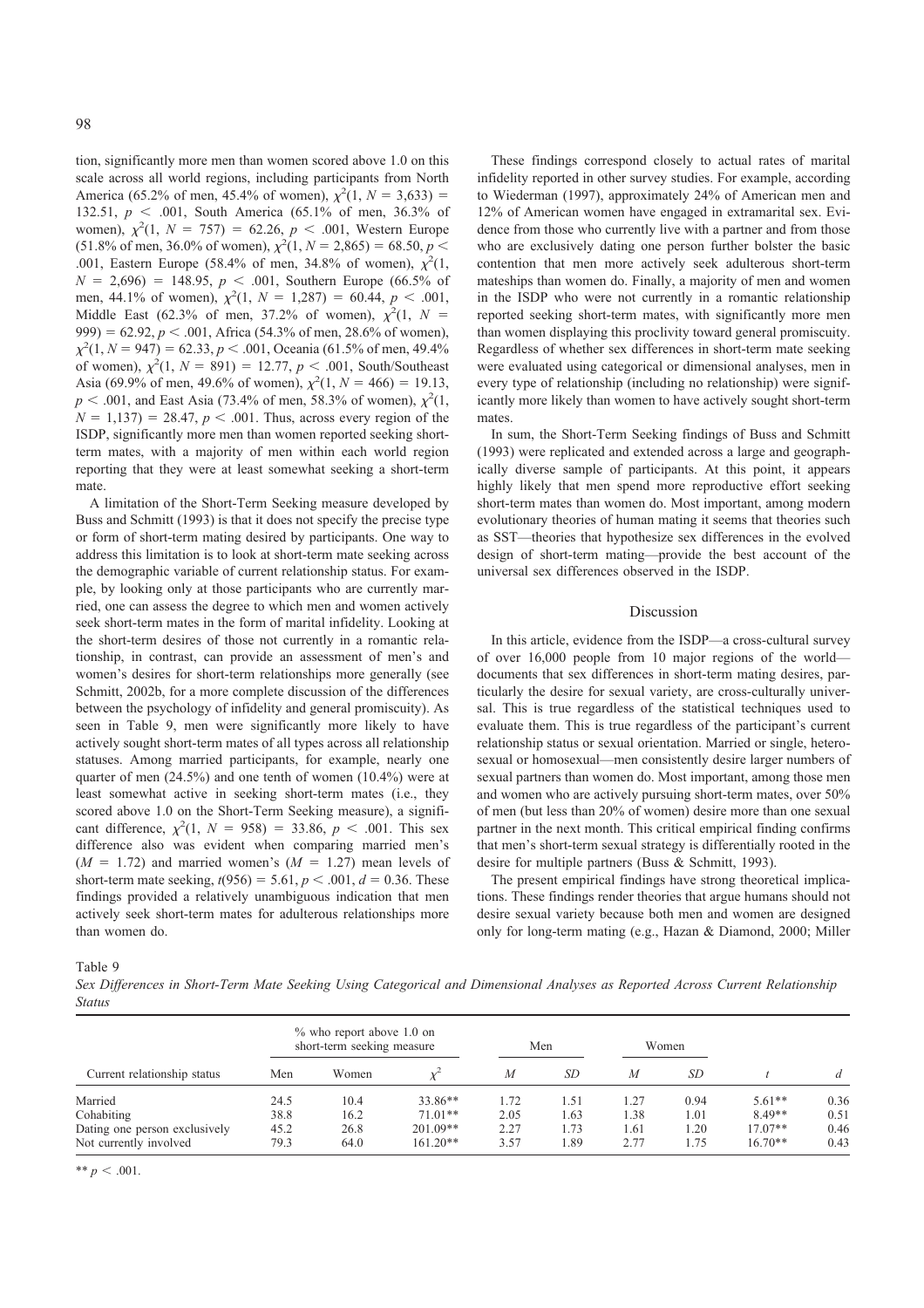tion, significantly more men than women scored above 1.0 on this scale across all world regions, including participants from North America (65.2% of men, 45.4% of women), $\chi^2(1, N = 3{,}633) = 132.51$, $p < .001$, South America (65.1% of men, 36.3% of women), $\chi^2(1, N = 757) = 62.26$, $p < .001$, Western Europe (51.8% of men, 36.0% of women), $\chi^2(1, N = 2{,}865) = 68.50$, $p < .001$, Eastern Europe (58.4% of men, 34.8% of women), $\chi^2(1, N = 2{,}696) = 148.95$, $p < .001$, Southern Europe (66.5% of men, 44.1% of women), $\chi^2(1, N = 1{,}287) = 60.44$, $p < .001$, Middle East (62.3% of men, 37.2% of women), $\chi^2(1, N = 999) = 62.92$, $p < .001$, Africa (54.3% of men, 28.6% of women), $\chi^2(1, N = 947) = 62.33$, $p < .001$, Oceania (61.5% of men, 49.4% of women), $\chi^2(1, N = 891) = 12.77$, $p < .001$, South/Southeast Asia (69.9% of men, 49.6% of women), $\chi^2(1, N = 466) = 19.13$, $p < .001$, and East Asia (73.4% of men, 58.3% of women), $\chi^2(1, N = 1{,}137) = 28.47$, $p < .001$. Thus, across every region of the ISDP, significantly more men than women reported seeking short-term mates, with a majority of men within each world region reporting that they were at least somewhat seeking a short-term mate.

A limitation of the Short-Term Seeking measure developed by Buss and Schmitt (1993) is that it does not specify the precise type or form of short-term mating desired by participants. One way to address this limitation is to look at short-term mate seeking across the demographic variable of current relationship status. For example, by looking only at those participants who are currently married, one can assess the degree to which men and women actively seek short-term mates in the form of marital infidelity. Looking at the short-term desires of those not currently in a romantic relationship, in contrast, can provide an assessment of men's and women's desires for short-term relationships more generally (see Schmitt, 2002b, for a more complete discussion of the differences between the psychology of infidelity and general promiscuity). As seen in Table 9, men were significantly more likely to have actively sought short-term mates of all types across all relationship statuses. Among married participants, for example, nearly one quarter of men (24.5%) and one tenth of women (10.4%) were at least somewhat active in seeking short-term mates (i.e., they scored above 1.0 on the Short-Term Seeking measure), a significant difference, $\chi^2(1, N = 958) = 33.86$, $p < .001$. This sex difference also was evident when comparing married men's ($M = 1.72$) and married women's ($M = 1.27$) mean levels of short-term mate seeking, $t(956) = 5.61$, $p < .001$, $d = 0.36$. These findings provided a relatively unambiguous indication that men actively seek short-term mates for adulterous relationships more than women do.

These findings correspond closely to actual rates of marital infidelity reported in other survey studies. For example, according to Wiederman (1997), approximately 24% of American men and 12% of American women have engaged in extramarital sex. Evidence from those who currently live with a partner and from those who are exclusively dating one person further bolster the basic contention that men more actively seek adulterous short-term mateships than women do. Finally, a majority of men and women in the ISDP who were not currently in a romantic relationship reported seeking short-term mates, with significantly more men than women displaying this proclivity toward general promiscuity. Regardless of whether sex differences in short-term mate seeking were evaluated using categorical or dimensional analyses, men in every type of relationship (including no relationship) were significantly more likely than women to have actively sought short-term mates.

In sum, the Short-Term Seeking findings of Buss and Schmitt (1993) were replicated and extended across a large and geographically diverse sample of participants. At this point, it appears highly likely that men spend more reproductive effort seeking short-term mates than women do. Most important, among modern evolutionary theories of human mating it seems that theories such as SST—theories that hypothesize sex differences in the evolved design of short-term mating—provide the best account of the universal sex differences observed in the ISDP.

## Discussion

In this article, evidence from the ISDP—a cross-cultural survey of over 16,000 people from 10 major regions of the world—documents that sex differences in short-term mating desires, particularly the desire for sexual variety, are cross-culturally universal. This is true regardless of the statistical techniques used to evaluate them. This is true regardless of the participant's current relationship status or sexual orientation. Married or single, heterosexual or homosexual—men consistently desire larger numbers of sexual partners than women do. Most important, among those men and women who are actively pursuing short-term mates, over 50% of men (but less than 20% of women) desire more than one sexual partner in the next month. This critical empirical finding confirms that men's short-term sexual strategy is differentially rooted in the desire for multiple partners (Buss & Schmitt, 1993).

The present empirical findings have strong theoretical implications. These findings render theories that argue humans should not desire sexual variety because both men and women are designed only for long-term mating (e.g., Hazan & Diamond, 2000; Miller

Table 9

*Sex Differences in Short-Term Mate Seeking Using Categorical and Dimensional Analyses as Reported Across Current Relationship Status*

| Current relationship status | % who report above 1.0 on short-term seeking measure | | | Men | | Women | | | |
|---|---|---|---|---|---|---|---|---|---|
| | Men | Women | $\chi^2$ | $M$ | $SD$ | $M$ | $SD$ | $t$ | $d$ |
| Married | 24.5 | 10.4 | 33.86** | 1.72 | 1.51 | 1.27 | 0.94 | 5.61** | 0.36 |
| Cohabiting | 38.8 | 16.2 | 71.01** | 2.05 | 1.63 | 1.38 | 1.01 | 8.49** | 0.51 |
| Dating one person exclusively | 45.2 | 26.8 | 201.09** | 2.27 | 1.73 | 1.61 | 1.20 | 17.07** | 0.46 |
| Not currently involved | 79.3 | 64.0 | 161.20** | 3.57 | 1.89 | 2.77 | 1.75 | 16.70** | 0.43 |

** $p < .001$.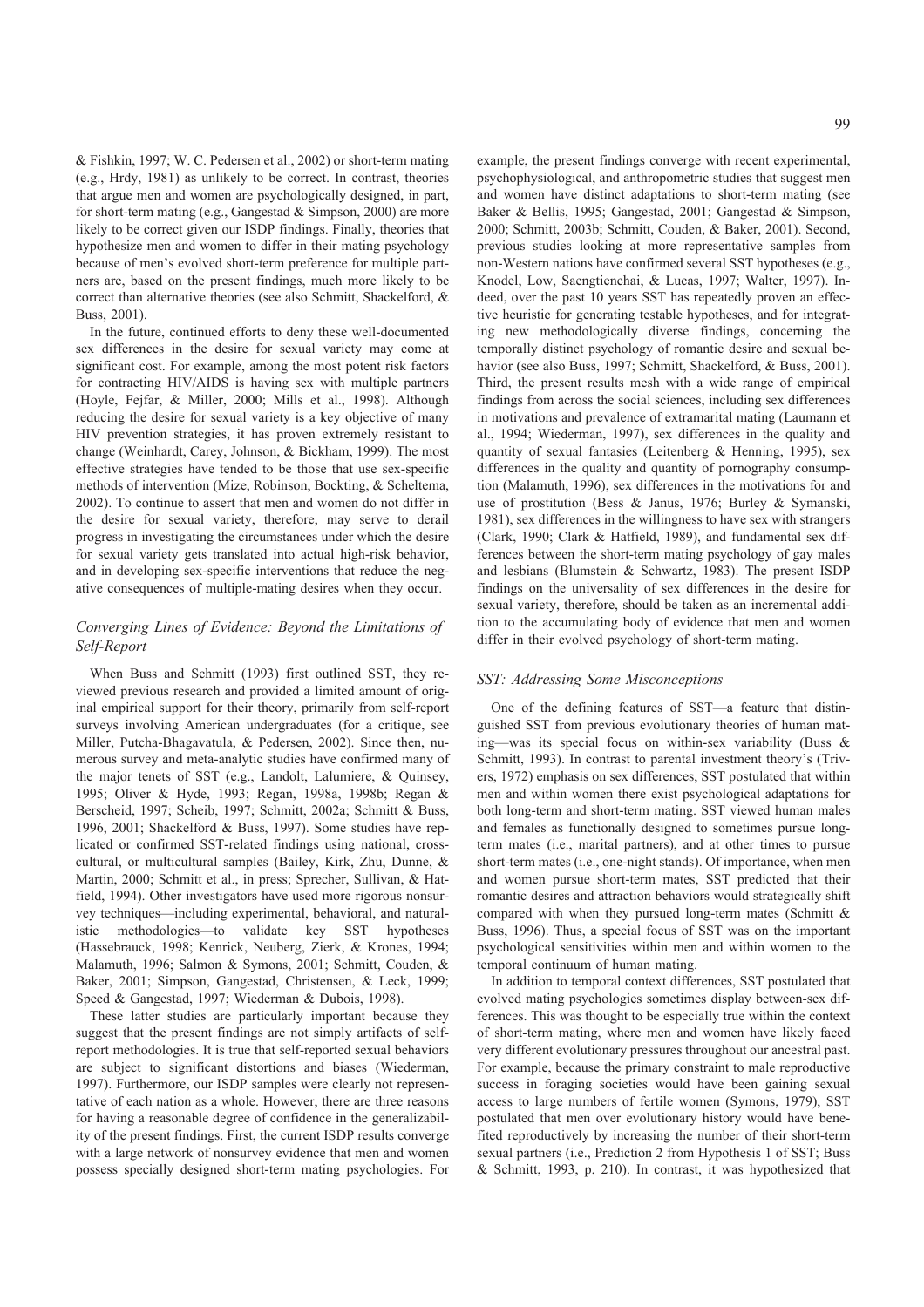& Fishkin, 1997; W. C. Pedersen et al., 2002) or short-term mating (e.g., Hrdy, 1981) as unlikely to be correct. In contrast, theories that argue men and women are psychologically designed, in part, for short-term mating (e.g., Gangestad & Simpson, 2000) are more likely to be correct given our ISDP findings. Finally, theories that hypothesize men and women to differ in their mating psychology because of men's evolved short-term preference for multiple partners are, based on the present findings, much more likely to be correct than alternative theories (see also Schmitt, Shackelford, & Buss, 2001).

In the future, continued efforts to deny these well-documented sex differences in the desire for sexual variety may come at significant cost. For example, among the most potent risk factors for contracting HIV/AIDS is having sex with multiple partners (Hoyle, Fejfar, & Miller, 2000; Mills et al., 1998). Although reducing the desire for sexual variety is a key objective of many HIV prevention strategies, it has proven extremely resistant to change (Weinhardt, Carey, Johnson, & Bickham, 1999). The most effective strategies have tended to be those that use sex-specific methods of intervention (Mize, Robinson, Bockting, & Scheltema, 2002). To continue to assert that men and women do not differ in the desire for sexual variety, therefore, may serve to derail progress in investigating the circumstances under which the desire for sexual variety gets translated into actual high-risk behavior, and in developing sex-specific interventions that reduce the negative consequences of multiple-mating desires when they occur.

### *Converging Lines of Evidence: Beyond the Limitations of Self-Report*

When Buss and Schmitt (1993) first outlined SST, they reviewed previous research and provided a limited amount of original empirical support for their theory, primarily from self-report surveys involving American undergraduates (for a critique, see Miller, Putcha-Bhagavatula, & Pedersen, 2002). Since then, numerous survey and meta-analytic studies have confirmed many of the major tenets of SST (e.g., Landolt, Lalumiere, & Quinsey, 1995; Oliver & Hyde, 1993; Regan, 1998a, 1998b; Regan & Berscheid, 1997; Scheib, 1997; Schmitt, 2002a; Schmitt & Buss, 1996, 2001; Shackelford & Buss, 1997). Some studies have replicated or confirmed SST-related findings using national, cross-cultural, or multicultural samples (Bailey, Kirk, Zhu, Dunne, & Martin, 2000; Schmitt et al., in press; Sprecher, Sullivan, & Hatfield, 1994). Other investigators have used more rigorous nonsurvey techniques—including experimental, behavioral, and naturalistic methodologies—to validate key SST hypotheses (Hassebrauck, 1998; Kenrick, Neuberg, Zierk, & Krones, 1994; Malamuth, 1996; Salmon & Symons, 2001; Schmitt, Couden, & Baker, 2001; Simpson, Gangestad, Christensen, & Leck, 1999; Speed & Gangestad, 1997; Wiederman & Dubois, 1998).

These latter studies are particularly important because they suggest that the present findings are not simply artifacts of self-report methodologies. It is true that self-reported sexual behaviors are subject to significant distortions and biases (Wiederman, 1997). Furthermore, our ISDP samples were clearly not representative of each nation as a whole. However, there are three reasons for having a reasonable degree of confidence in the generalizability of the present findings. First, the current ISDP results converge with a large network of nonsurvey evidence that men and women possess specially designed short-term mating psychologies. For example, the present findings converge with recent experimental, psychophysiological, and anthropometric studies that suggest men and women have distinct adaptations to short-term mating (see Baker & Bellis, 1995; Gangestad, 2001; Gangestad & Simpson, 2000; Schmitt, 2003b; Schmitt, Couden, & Baker, 2001). Second, previous studies looking at more representative samples from non-Western nations have confirmed several SST hypotheses (e.g., Knodel, Low, Saengtienchai, & Lucas, 1997; Walter, 1997). Indeed, over the past 10 years SST has repeatedly proven an effective heuristic for generating testable hypotheses, and for integrating new methodologically diverse findings, concerning the temporally distinct psychology of romantic desire and sexual behavior (see also Buss, 1997; Schmitt, Shackelford, & Buss, 2001). Third, the present results mesh with a wide range of empirical findings from across the social sciences, including sex differences in motivations and prevalence of extramarital mating (Laumann et al., 1994; Wiederman, 1997), sex differences in the quality and quantity of sexual fantasies (Leitenberg & Henning, 1995), sex differences in the quality and quantity of pornography consumption (Malamuth, 1996), sex differences in the motivations for and use of prostitution (Bess & Janus, 1976; Burley & Symanski, 1981), sex differences in the willingness to have sex with strangers (Clark, 1990; Clark & Hatfield, 1989), and fundamental sex differences between the short-term mating psychology of gay males and lesbians (Blumstein & Schwartz, 1983). The present ISDP findings on the universality of sex differences in the desire for sexual variety, therefore, should be taken as an incremental addition to the accumulating body of evidence that men and women differ in their evolved psychology of short-term mating.

### *SST: Addressing Some Misconceptions*

One of the defining features of SST—a feature that distinguished SST from previous evolutionary theories of human mating—was its special focus on within-sex variability (Buss & Schmitt, 1993). In contrast to parental investment theory's (Trivers, 1972) emphasis on sex differences, SST postulated that within men and within women there exist psychological adaptations for both long-term and short-term mating. SST viewed human males and females as functionally designed to sometimes pursue long-term mates (i.e., marital partners), and at other times to pursue short-term mates (i.e., one-night stands). Of importance, when men and women pursue short-term mates, SST predicted that their romantic desires and attraction behaviors would strategically shift compared with when they pursued long-term mates (Schmitt & Buss, 1996). Thus, a special focus of SST was on the important psychological sensitivities within men and within women to the temporal continuum of human mating.

In addition to temporal context differences, SST postulated that evolved mating psychologies sometimes display between-sex differences. This was thought to be especially true within the context of short-term mating, where men and women have likely faced very different evolutionary pressures throughout our ancestral past. For example, because the primary constraint to male reproductive success in foraging societies would have been gaining sexual access to large numbers of fertile women (Symons, 1979), SST postulated that men over evolutionary history would have benefited reproductively by increasing the number of their short-term sexual partners (i.e., Prediction 2 from Hypothesis 1 of SST; Buss & Schmitt, 1993, p. 210). In contrast, it was hypothesized that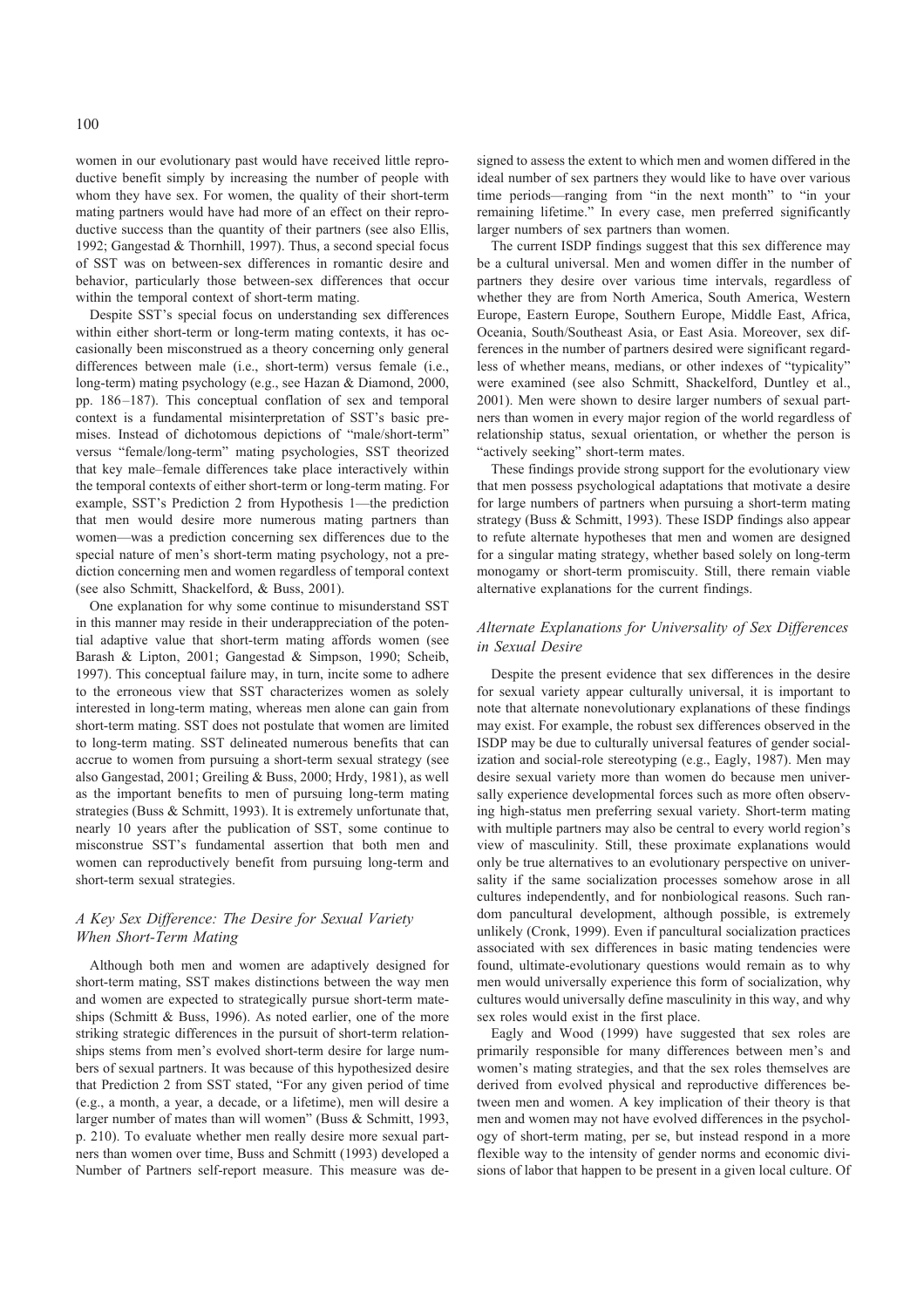women in our evolutionary past would have received little reproductive benefit simply by increasing the number of people with whom they have sex. For women, the quality of their short-term mating partners would have had more of an effect on their reproductive success than the quantity of their partners (see also Ellis, 1992; Gangestad & Thornhill, 1997). Thus, a second special focus of SST was on between-sex differences in romantic desire and behavior, particularly those between-sex differences that occur within the temporal context of short-term mating.

Despite SST's special focus on understanding sex differences within either short-term or long-term mating contexts, it has occasionally been misconstrued as a theory concerning only general differences between male (i.e., short-term) versus female (i.e., long-term) mating psychology (e.g., see Hazan & Diamond, 2000, pp. 186–187). This conceptual conflation of sex and temporal context is a fundamental misinterpretation of SST's basic premises. Instead of dichotomous depictions of "male/short-term" versus "female/long-term" mating psychologies, SST theorized that key male–female differences take place interactively within the temporal contexts of either short-term or long-term mating. For example, SST's Prediction 2 from Hypothesis 1—the prediction that men would desire more numerous mating partners than women—was a prediction concerning sex differences due to the special nature of men's short-term mating psychology, not a prediction concerning men and women regardless of temporal context (see also Schmitt, Shackelford, & Buss, 2001).

One explanation for why some continue to misunderstand SST in this manner may reside in their underappreciation of the potential adaptive value that short-term mating affords women (see Barash & Lipton, 2001; Gangestad & Simpson, 1990; Scheib, 1997). This conceptual failure may, in turn, incite some to adhere to the erroneous view that SST characterizes women as solely interested in long-term mating, whereas men alone can gain from short-term mating. SST does not postulate that women are limited to long-term mating. SST delineated numerous benefits that can accrue to women from pursuing a short-term sexual strategy (see also Gangestad, 2001; Greiling & Buss, 2000; Hrdy, 1981), as well as the important benefits to men of pursuing long-term mating strategies (Buss & Schmitt, 1993). It is extremely unfortunate that, nearly 10 years after the publication of SST, some continue to misconstrue SST's fundamental assertion that both men and women can reproductively benefit from pursuing long-term and short-term sexual strategies.

### *A Key Sex Difference: The Desire for Sexual Variety When Short-Term Mating*

Although both men and women are adaptively designed for short-term mating, SST makes distinctions between the way men and women are expected to strategically pursue short-term mateships (Schmitt & Buss, 1996). As noted earlier, one of the more striking strategic differences in the pursuit of short-term relationships stems from men's evolved short-term desire for large numbers of sexual partners. It was because of this hypothesized desire that Prediction 2 from SST stated, "For any given period of time (e.g., a month, a year, a decade, or a lifetime), men will desire a larger number of mates than will women" (Buss & Schmitt, 1993, p. 210). To evaluate whether men really desire more sexual partners than women over time, Buss and Schmitt (1993) developed a Number of Partners self-report measure. This measure was designed to assess the extent to which men and women differed in the ideal number of sex partners they would like to have over various time periods—ranging from "in the next month" to "in your remaining lifetime." In every case, men preferred significantly larger numbers of sex partners than women.

The current ISDP findings suggest that this sex difference may be a cultural universal. Men and women differ in the number of partners they desire over various time intervals, regardless of whether they are from North America, South America, Western Europe, Eastern Europe, Southern Europe, Middle East, Africa, Oceania, South/Southeast Asia, or East Asia. Moreover, sex differences in the number of partners desired were significant regardless of whether means, medians, or other indexes of "typicality" were examined (see also Schmitt, Shackelford, Duntley et al., 2001). Men were shown to desire larger numbers of sexual partners than women in every major region of the world regardless of relationship status, sexual orientation, or whether the person is "actively seeking" short-term mates.

These findings provide strong support for the evolutionary view that men possess psychological adaptations that motivate a desire for large numbers of partners when pursuing a short-term mating strategy (Buss & Schmitt, 1993). These ISDP findings also appear to refute alternate hypotheses that men and women are designed for a singular mating strategy, whether based solely on long-term monogamy or short-term promiscuity. Still, there remain viable alternative explanations for the current findings.

### *Alternate Explanations for Universality of Sex Differences in Sexual Desire*

Despite the present evidence that sex differences in the desire for sexual variety appear culturally universal, it is important to note that alternate nonevolutionary explanations of these findings may exist. For example, the robust sex differences observed in the ISDP may be due to culturally universal features of gender socialization and social-role stereotyping (e.g., Eagly, 1987). Men may desire sexual variety more than women do because men universally experience developmental forces such as more often observing high-status men preferring sexual variety. Short-term mating with multiple partners may also be central to every world region's view of masculinity. Still, these proximate explanations would only be true alternatives to an evolutionary perspective on universality if the same socialization processes somehow arose in all cultures independently, and for nonbiological reasons. Such random pancultural development, although possible, is extremely unlikely (Cronk, 1999). Even if pancultural socialization practices associated with sex differences in basic mating tendencies were found, ultimate-evolutionary questions would remain as to why men would universally experience this form of socialization, why cultures would universally define masculinity in this way, and why sex roles would exist in the first place.

Eagly and Wood (1999) have suggested that sex roles are primarily responsible for many differences between men's and women's mating strategies, and that the sex roles themselves are derived from evolved physical and reproductive differences between men and women. A key implication of their theory is that men and women may not have evolved differences in the psychology of short-term mating, per se, but instead respond in a more flexible way to the intensity of gender norms and economic divisions of labor that happen to be present in a given local culture. Of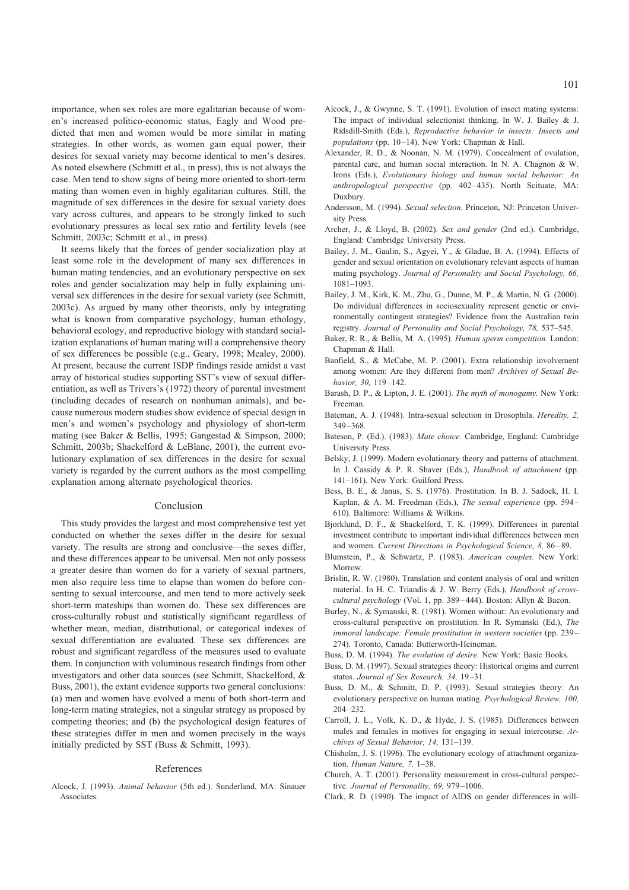importance, when sex roles are more egalitarian because of women's increased politico-economic status, Eagly and Wood predicted that men and women would be more similar in mating strategies. In other words, as women gain equal power, their desires for sexual variety may become identical to men's desires. As noted elsewhere (Schmitt et al., in press), this is not always the case. Men tend to show signs of being more oriented to short-term mating than women even in highly egalitarian cultures. Still, the magnitude of sex differences in the desire for sexual variety does vary across cultures, and appears to be strongly linked to such evolutionary pressures as local sex ratio and fertility levels (see Schmitt, 2003c; Schmitt et al., in press).

It seems likely that the forces of gender socialization play at least some role in the development of many sex differences in human mating tendencies, and an evolutionary perspective on sex roles and gender socialization may help in fully explaining universal sex differences in the desire for sexual variety (see Schmitt, 2003c). As argued by many other theorists, only by integrating what is known from comparative psychology, human ethology, behavioral ecology, and reproductive biology with standard socialization explanations of human mating will a comprehensive theory of sex differences be possible (e.g., Geary, 1998; Mealey, 2000). At present, because the current ISDP findings reside amidst a vast array of historical studies supporting SST's view of sexual differentiation, as well as Trivers's (1972) theory of parental investment (including decades of research on nonhuman animals), and because numerous modern studies show evidence of special design in men's and women's psychology and physiology of short-term mating (see Baker & Bellis, 1995; Gangestad & Simpson, 2000; Schmitt, 2003b; Shackelford & LeBlanc, 2001), the current evolutionary explanation of sex differences in the desire for sexual variety is regarded by the current authors as the most compelling explanation among alternate psychological theories.

## Conclusion

This study provides the largest and most comprehensive test yet conducted on whether the sexes differ in the desire for sexual variety. The results are strong and conclusive—the sexes differ, and these differences appear to be universal. Men not only possess a greater desire than women do for a variety of sexual partners, men also require less time to elapse than women do before consenting to sexual intercourse, and men tend to more actively seek short-term mateships than women do. These sex differences are cross-culturally robust and statistically significant regardless of whether mean, median, distributional, or categorical indexes of sexual differentiation are evaluated. These sex differences are robust and significant regardless of the measures used to evaluate them. In conjunction with voluminous research findings from other investigators and other data sources (see Schmitt, Shackelford, & Buss, 2001), the extant evidence supports two general conclusions: (a) men and women have evolved a menu of both short-term and long-term mating strategies, not a singular strategy as proposed by competing theories; and (b) the psychological design features of these strategies differ in men and women precisely in the ways initially predicted by SST (Buss & Schmitt, 1993).

## References

Alcock, J. (1993). *Animal behavior* (5th ed.). Sunderland, MA: Sinauer Associates.

Alcock, J., & Gwynne, S. T. (1991). Evolution of insect mating systems: The impact of individual selectionist thinking. In W. J. Bailey & J. Ridsdill-Smith (Eds.), *Reproductive behavior in insects: Insects and populations* (pp. 10–14). New York: Chapman & Hall.

Alexander, R. D., & Noonan, N. M. (1979). Concealment of ovulation, parental care, and human social interaction. In N. A. Chagnon & W. Irons (Eds.), *Evolutionary biology and human social behavior: An anthropological perspective* (pp. 402–435). North Scituate, MA: Duxbury.

Andersson, M. (1994). *Sexual selection.* Princeton, NJ: Princeton University Press.

Archer, J., & Lloyd, B. (2002). *Sex and gender* (2nd ed.). Cambridge, England: Cambridge University Press.

Bailey, J. M., Gaulin, S., Agyei, Y., & Gladue, B. A. (1994). Effects of gender and sexual orientation on evolutionary relevant aspects of human mating psychology. *Journal of Personality and Social Psychology, 66,* 1081–1093.

Bailey, J. M., Kirk, K. M., Zhu, G., Dunne, M. P., & Martin, N. G. (2000). Do individual differences in sociosexuality represent genetic or environmentally contingent strategies? Evidence from the Australian twin registry. *Journal of Personality and Social Psychology, 78,* 537–545.

Baker, R. R., & Bellis, M. A. (1995). *Human sperm competition.* London: Chapman & Hall.

Banfield, S., & McCabe, M. P. (2001). Extra relationship involvement among women: Are they different from men? *Archives of Sexual Behavior, 30,* 119–142.

Barash, D. P., & Lipton, J. E. (2001). *The myth of monogamy.* New York: Freeman.

Bateman, A. J. (1948). Intra-sexual selection in Drosophila. *Heredity, 2,* 349–368.

Bateson, P. (Ed.). (1983). *Mate choice.* Cambridge, England: Cambridge University Press.

Belsky, J. (1999). Modern evolutionary theory and patterns of attachment. In J. Cassidy & P. R. Shaver (Eds.), *Handbook of attachment* (pp. 141–161). New York: Guilford Press.

Bess, B. E., & Janus, S. S. (1976). Prostitution. In B. J. Sadock, H. I. Kaplan, & A. M. Freedman (Eds.), *The sexual experience* (pp. 594–610). Baltimore: Williams & Wilkins.

Bjorklund, D. F., & Shackelford, T. K. (1999). Differences in parental investment contribute to important individual differences between men and women. *Current Directions in Psychological Science, 8,* 86–89.

Blumstein, P., & Schwartz, P. (1983). *American couples.* New York: Morrow.

Brislin, R. W. (1980). Translation and content analysis of oral and written material. In H. C. Triandis & J. W. Berry (Eds.), *Handbook of cross-cultural psychology* (Vol. 1, pp. 389–444). Boston: Allyn & Bacon.

Burley, N., & Symanski, R. (1981). Women without: An evolutionary and cross-cultural perspective on prostitution. In R. Symanski (Ed.), *The immoral landscape: Female prostitution in western societies* (pp. 239–274). Toronto, Canada: Butterworth-Heineman.

Buss, D. M. (1994). *The evolution of desire.* New York: Basic Books.

Buss, D. M. (1997). Sexual strategies theory: Historical origins and current status. *Journal of Sex Research, 34,* 19–31.

Buss, D. M., & Schmitt, D. P. (1993). Sexual strategies theory: An evolutionary perspective on human mating. *Psychological Review, 100,* 204–232.

Carroll, J. L., Volk, K. D., & Hyde, J. S. (1985). Differences between males and females in motives for engaging in sexual intercourse. *Archives of Sexual Behavior, 14,* 131–139.

Chisholm, J. S. (1996). The evolutionary ecology of attachment organization. *Human Nature, 7,* 1–38.

Church, A. T. (2001). Personality measurement in cross-cultural perspective. *Journal of Personality, 69,* 979–1006.

Clark, R. D. (1990). The impact of AIDS on gender differences in will-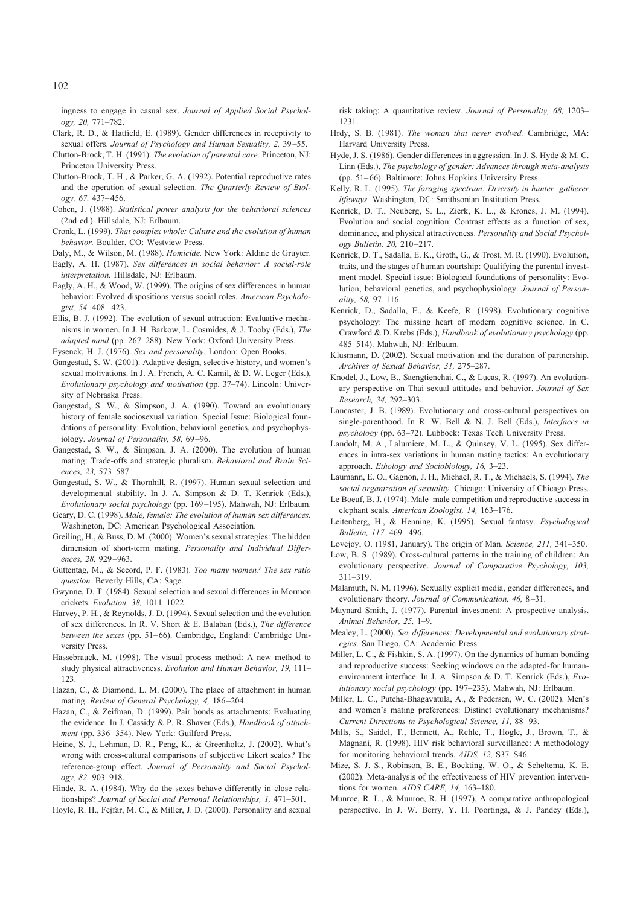ingness to engage in casual sex. *Journal of Applied Social Psychology, 20,* 771–782.

Clark, R. D., & Hatfield, E. (1989). Gender differences in receptivity to sexual offers. *Journal of Psychology and Human Sexuality, 2,* 39–55.

Clutton-Brock, T. H. (1991). *The evolution of parental care.* Princeton, NJ: Princeton University Press.

Clutton-Brock, T. H., & Parker, G. A. (1992). Potential reproductive rates and the operation of sexual selection. *The Quarterly Review of Biology, 67,* 437–456.

Cohen, J. (1988). *Statistical power analysis for the behavioral sciences* (2nd ed.). Hillsdale, NJ: Erlbaum.

Cronk, L. (1999). *That complex whole: Culture and the evolution of human behavior.* Boulder, CO: Westview Press.

Daly, M., & Wilson, M. (1988). *Homicide.* New York: Aldine de Gruyter.

Eagly, A. H. (1987). *Sex differences in social behavior: A social-role interpretation.* Hillsdale, NJ: Erlbaum.

Eagly, A. H., & Wood, W. (1999). The origins of sex differences in human behavior: Evolved dispositions versus social roles. *American Psychologist, 54,* 408–423.

Ellis, B. J. (1992). The evolution of sexual attraction: Evaluative mechanisms in women. In J. H. Barkow, L. Cosmides, & J. Tooby (Eds.), *The adapted mind* (pp. 267–288). New York: Oxford University Press.

Eysenck, H. J. (1976). *Sex and personality.* London: Open Books.

Gangestad, S. W. (2001). Adaptive design, selective history, and women's sexual motivations. In J. A. French, A. C. Kamil, & D. W. Leger (Eds.), *Evolutionary psychology and motivation* (pp. 37–74). Lincoln: University of Nebraska Press.

Gangestad, S. W., & Simpson, J. A. (1990). Toward an evolutionary history of female sociosexual variation. Special Issue: Biological foundations of personality: Evolution, behavioral genetics, and psychophysiology. *Journal of Personality, 58,* 69–96.

Gangestad, S. W., & Simpson, J. A. (2000). The evolution of human mating: Trade-offs and strategic pluralism. *Behavioral and Brain Sciences, 23,* 573–587.

Gangestad, S. W., & Thornhill, R. (1997). Human sexual selection and developmental stability. In J. A. Simpson & D. T. Kenrick (Eds.), *Evolutionary social psychology* (pp. 169–195). Mahwah, NJ: Erlbaum.

Geary, D. C. (1998). *Male, female: The evolution of human sex differences.* Washington, DC: American Psychological Association.

Greiling, H., & Buss, D. M. (2000). Women's sexual strategies: The hidden dimension of short-term mating. *Personality and Individual Differences, 28,* 929–963.

Guttentag, M., & Secord, P. F. (1983). *Too many women? The sex ratio question.* Beverly Hills, CA: Sage.

Gwynne, D. T. (1984). Sexual selection and sexual differences in Mormon crickets. *Evolution, 38,* 1011–1022.

Harvey, P. H., & Reynolds, J. D. (1994). Sexual selection and the evolution of sex differences. In R. V. Short & E. Balaban (Eds.), *The difference between the sexes* (pp. 51–66). Cambridge, England: Cambridge University Press.

Hassebrauck, M. (1998). The visual process method: A new method to study physical attractiveness. *Evolution and Human Behavior, 19,* 111–123.

Hazan, C., & Diamond, L. M. (2000). The place of attachment in human mating. *Review of General Psychology, 4,* 186–204.

Hazan, C., & Zeifman, D. (1999). Pair bonds as attachments: Evaluating the evidence. In J. Cassidy & P. R. Shaver (Eds.), *Handbook of attachment* (pp. 336–354). New York: Guilford Press.

Heine, S. J., Lehman, D. R., Peng, K., & Greenholtz, J. (2002). What's wrong with cross-cultural comparisons of subjective Likert scales? The reference-group effect. *Journal of Personality and Social Psychology, 82,* 903–918.

Hinde, R. A. (1984). Why do the sexes behave differently in close relationships? *Journal of Social and Personal Relationships, 1,* 471–501.

Hoyle, R. H., Fejfar, M. C., & Miller, J. D. (2000). Personality and sexual risk taking: A quantitative review. *Journal of Personality, 68,* 1203–1231.

Hrdy, S. B. (1981). *The woman that never evolved.* Cambridge, MA: Harvard University Press.

Hyde, J. S. (1986). Gender differences in aggression. In J. S. Hyde & M. C. Linn (Eds.), *The psychology of gender: Advances through meta-analysis* (pp. 51–66). Baltimore: Johns Hopkins University Press.

Kelly, R. L. (1995). *The foraging spectrum: Diversity in hunter–gatherer lifeways.* Washington, DC: Smithsonian Institution Press.

Kenrick, D. T., Neuberg, S. L., Zierk, K. L., & Krones, J. M. (1994). Evolution and social cognition: Contrast effects as a function of sex, dominance, and physical attractiveness. *Personality and Social Psychology Bulletin, 20,* 210–217.

Kenrick, D. T., Sadalla, E. K., Groth, G., & Trost, M. R. (1990). Evolution, traits, and the stages of human courtship: Qualifying the parental investment model. Special issue: Biological foundations of personality: Evolution, behavioral genetics, and psychophysiology. *Journal of Personality, 58,* 97–116.

Kenrick, D., Sadalla, E., & Keefe, R. (1998). Evolutionary cognitive psychology: The missing heart of modern cognitive science. In C. Crawford & D. Krebs (Eds.), *Handbook of evolutionary psychology* (pp. 485–514). Mahwah, NJ: Erlbaum.

Klusmann, D. (2002). Sexual motivation and the duration of partnership. *Archives of Sexual Behavior, 31,* 275–287.

Knodel, J., Low, B., Saengtienchai, C., & Lucas, R. (1997). An evolutionary perspective on Thai sexual attitudes and behavior. *Journal of Sex Research, 34,* 292–303.

Lancaster, J. B. (1989). Evolutionary and cross-cultural perspectives on single-parenthood. In R. W. Bell & N. J. Bell (Eds.), *Interfaces in psychology* (pp. 63–72). Lubbock: Texas Tech University Press.

Landolt, M. A., Lalumiere, M. L., & Quinsey, V. L. (1995). Sex differences in intra-sex variations in human mating tactics: An evolutionary approach. *Ethology and Sociobiology, 16,* 3–23.

Laumann, E. O., Gagnon, J. H., Michael, R. T., & Michaels, S. (1994). *The social organization of sexuality.* Chicago: University of Chicago Press.

Le Boeuf, B. J. (1974). Male–male competition and reproductive success in elephant seals. *American Zoologist, 14,* 163–176.

Leitenberg, H., & Henning, K. (1995). Sexual fantasy. *Psychological Bulletin, 117,* 469–496.

Lovejoy, O. (1981, January). The origin of Man. *Science, 211,* 341–350.

Low, B. S. (1989). Cross-cultural patterns in the training of children: An evolutionary perspective. *Journal of Comparative Psychology, 103,* 311–319.

Malamuth, N. M. (1996). Sexually explicit media, gender differences, and evolutionary theory. *Journal of Communication, 46,* 8–31.

Maynard Smith, J. (1977). Parental investment: A prospective analysis. *Animal Behavior, 25,* 1–9.

Mealey, L. (2000). *Sex differences: Developmental and evolutionary strategies.* San Diego, CA: Academic Press.

Miller, L. C., & Fishkin, S. A. (1997). On the dynamics of human bonding and reproductive success: Seeking windows on the adapted-for human-environment interface. In J. A. Simpson & D. T. Kenrick (Eds.), *Evolutionary social psychology* (pp. 197–235). Mahwah, NJ: Erlbaum.

Miller, L. C., Putcha-Bhagavatula, A., & Pedersen, W. C. (2002). Men's and women's mating preferences: Distinct evolutionary mechanisms? *Current Directions in Psychological Science, 11,* 88–93.

Mills, S., Saidel, T., Bennett, A., Rehle, T., Hogle, J., Brown, T., & Magnani, R. (1998). HIV risk behavioral surveillance: A methodology for monitoring behavioral trends. *AIDS, 12,* S37–S46.

Mize, S. J. S., Robinson, B. E., Bockting, W. O., & Scheltema, K. E. (2002). Meta-analysis of the effectiveness of HIV prevention interventions for women. *AIDS CARE, 14,* 163–180.

Munroe, R. L., & Munroe, R. H. (1997). A comparative anthropological perspective. In J. W. Berry, Y. H. Poortinga, & J. Pandey (Eds.),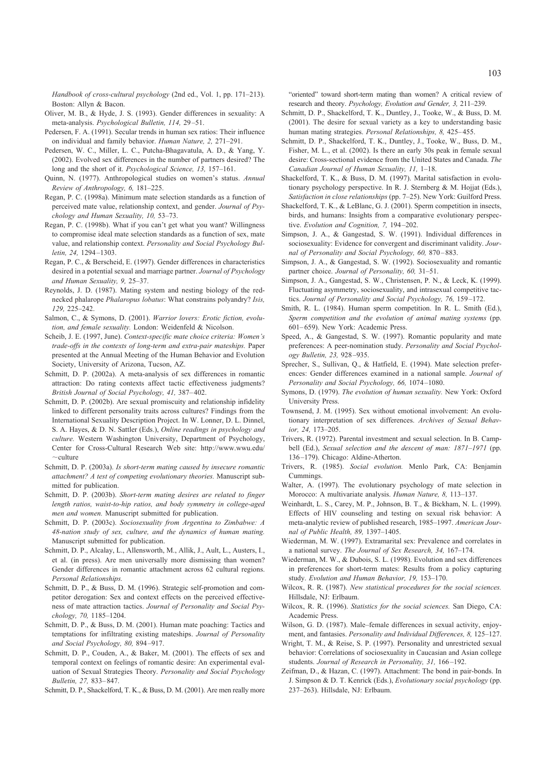*Handbook of cross-cultural psychology* (2nd ed., Vol. 1, pp. 171–213). Boston: Allyn & Bacon.

Oliver, M. B., & Hyde, J. S. (1993). Gender differences in sexuality: A meta-analysis. *Psychological Bulletin, 114,* 29–51.

Pedersen, F. A. (1991). Secular trends in human sex ratios: Their influence on individual and family behavior. *Human Nature, 2,* 271–291.

Pedersen, W. C., Miller, L. C., Putcha-Bhagavatula, A. D., & Yang, Y. (2002). Evolved sex differences in the number of partners desired? The long and the short of it. *Psychological Science, 13,* 157–161.

Quinn, N. (1977). Anthropological studies on women's status. *Annual Review of Anthropology, 6,* 181–225.

Regan, P. C. (1998a). Minimum mate selection standards as a function of perceived mate value, relationship context, and gender. *Journal of Psychology and Human Sexuality, 10,* 53–73.

Regan, P. C. (1998b). What if you can't get what you want? Willingness to compromise ideal mate selection standards as a function of sex, mate value, and relationship context. *Personality and Social Psychology Bulletin, 24,* 1294–1303.

Regan, P. C., & Berscheid, E. (1997). Gender differences in characteristics desired in a potential sexual and marriage partner. *Journal of Psychology and Human Sexuality, 9,* 25–37.

Reynolds, J. D. (1987). Mating system and nesting biology of the red-necked phalarope *Phalaropus lobatus*: What constrains polyandry? *Isis, 129,* 225–242.

Salmon, C., & Symons, D. (2001). *Warrior lovers: Erotic fiction, evolution, and female sexuality.* London: Weidenfeld & Nicolson.

Scheib, J. E. (1997, June). *Context-specific mate choice criteria: Women's trade-offs in the contexts of long-term and extra-pair mateships.* Paper presented at the Annual Meeting of the Human Behavior and Evolution Society, University of Arizona, Tucson, AZ.

Schmitt, D. P. (2002a). A meta-analysis of sex differences in romantic attraction: Do rating contexts affect tactic effectiveness judgments? *British Journal of Social Psychology, 41,* 387–402.

Schmitt, D. P. (2002b). Are sexual promiscuity and relationship infidelity linked to different personality traits across cultures? Findings from the International Sexuality Description Project. In W. Lonner, D. L. Dinnel, S. A. Hayes, & D. N. Sattler (Eds.), *Online readings in psychology and culture.* Western Washington University, Department of Psychology, Center for Cross-Cultural Research Web site: http://www.wwu.edu/~culture

Schmitt, D. P. (2003a). *Is short-term mating caused by insecure romantic attachment? A test of competing evolutionary theories.* Manuscript submitted for publication.

Schmitt, D. P. (2003b). *Short-term mating desires are related to finger length ratios, waist-to-hip ratios, and body symmetry in college-aged men and women.* Manuscript submitted for publication.

Schmitt, D. P. (2003c). *Sociosexuality from Argentina to Zimbabwe: A 48-nation study of sex, culture, and the dynamics of human mating.* Manuscript submitted for publication.

Schmitt, D. P., Alcalay, L., Allensworth, M., Allik, J., Ault, L., Austers, I., et al. (in press). Are men universally more dismissing than women? Gender differences in romantic attachment across 62 cultural regions. *Personal Relationships.*

Schmitt, D. P., & Buss, D. M. (1996). Strategic self-promotion and competitor derogation: Sex and context effects on the perceived effectiveness of mate attraction tactics. *Journal of Personality and Social Psychology, 70,* 1185–1204.

Schmitt, D. P., & Buss, D. M. (2001). Human mate poaching: Tactics and temptations for infiltrating existing mateships. *Journal of Personality and Social Psychology, 80,* 894–917.

Schmitt, D. P., Couden, A., & Baker, M. (2001). The effects of sex and temporal context on feelings of romantic desire: An experimental evaluation of Sexual Strategies Theory. *Personality and Social Psychology Bulletin, 27,* 833–847.

Schmitt, D. P., Shackelford, T. K., & Buss, D. M. (2001). Are men really more "oriented" toward short-term mating than women? A critical review of research and theory. *Psychology, Evolution and Gender, 3,* 211–239.

Schmitt, D. P., Shackelford, T. K., Duntley, J., Tooke, W., & Buss, D. M. (2001). The desire for sexual variety as a key to understanding basic human mating strategies. *Personal Relationships, 8,* 425–455.

Schmitt, D. P., Shackelford, T. K., Duntley, J., Tooke, W., Buss, D. M., Fisher, M. L., et al. (2002). Is there an early 30s peak in female sexual desire: Cross-sectional evidence from the United States and Canada. *The Canadian Journal of Human Sexuality, 11,* 1–18.

Shackelford, T. K., & Buss, D. M. (1997). Marital satisfaction in evolutionary psychology perspective. In R. J. Sternberg & M. Hojjat (Eds.), *Satisfaction in close relationships* (pp. 7–25). New York: Guilford Press.

Shackelford, T. K., & LeBlanc, G. J. (2001). Sperm competition in insects, birds, and humans: Insights from a comparative evolutionary perspective. *Evolution and Cognition, 7,* 194–202.

Simpson, J. A., & Gangestad, S. W. (1991). Individual differences in sociosexuality: Evidence for convergent and discriminant validity. *Journal of Personality and Social Psychology, 60,* 870–883.

Simpson, J. A., & Gangestad, S. W. (1992). Sociosexuality and romantic partner choice. *Journal of Personality, 60,* 31–51.

Simpson, J. A., Gangestad, S. W., Christensen, P. N., & Leck, K. (1999). Fluctuating asymmetry, sociosexuality, and intrasexual competitive tactics. *Journal of Personality and Social Psychology, 76,* 159–172.

Smith, R. L. (1984). Human sperm competition. In R. L. Smith (Ed.), *Sperm competition and the evolution of animal mating systems* (pp. 601–659). New York: Academic Press.

Speed, A., & Gangestad, S. W. (1997). Romantic popularity and mate preferences: A peer-nomination study. *Personality and Social Psychology Bulletin, 23,* 928–935.

Sprecher, S., Sullivan, Q., & Hatfield, E. (1994). Mate selection preferences: Gender differences examined in a national sample. *Journal of Personality and Social Psychology, 66,* 1074–1080.

Symons, D. (1979). *The evolution of human sexuality.* New York: Oxford University Press.

Townsend, J. M. (1995). Sex without emotional involvement: An evolutionary interpretation of sex differences. *Archives of Sexual Behavior, 24,* 173–205.

Trivers, R. (1972). Parental investment and sexual selection. In B. Campbell (Ed.), *Sexual selection and the descent of man: 1871–1971* (pp. 136–179). Chicago: Aldine-Atherton.

Trivers, R. (1985). *Social evolution.* Menlo Park, CA: Benjamin Cummings.

Walter, A. (1997). The evolutionary psychology of mate selection in Morocco: A multivariate analysis. *Human Nature, 8,* 113–137.

Weinhardt, L. S., Carey, M. P., Johnson, B. T., & Bickham, N. L. (1999). Effects of HIV counseling and testing on sexual risk behavior: A meta-analytic review of published research, 1985–1997. *American Journal of Public Health, 89,* 1397–1405.

Wiederman, M. W. (1997). Extramarital sex: Prevalence and correlates in a national survey. *The Journal of Sex Research, 34,* 167–174.

Wiederman, M. W., & Dubois, S. L. (1998). Evolution and sex differences in preferences for short-term mates: Results from a policy capturing study. *Evolution and Human Behavior, 19,* 153–170.

Wilcox, R. R. (1987). *New statistical procedures for the social sciences.* Hillsdale, NJ: Erlbaum.

Wilcox, R. R. (1996). *Statistics for the social sciences.* San Diego, CA: Academic Press.

Wilson, G. D. (1987). Male–female differences in sexual activity, enjoyment, and fantasies. *Personality and Individual Differences, 8,* 125–127.

Wright, T. M., & Reise, S. P. (1997). Personality and unrestricted sexual behavior: Correlations of sociosexuality in Caucasian and Asian college students. *Journal of Research in Personality, 31,* 166–192.

Zeifman, D., & Hazan, C. (1997). Attachment: The bond in pair-bonds. In J. Simpson & D. T. Kenrick (Eds.), *Evolutionary social psychology* (pp. 237–263). Hillsdale, NJ: Erlbaum.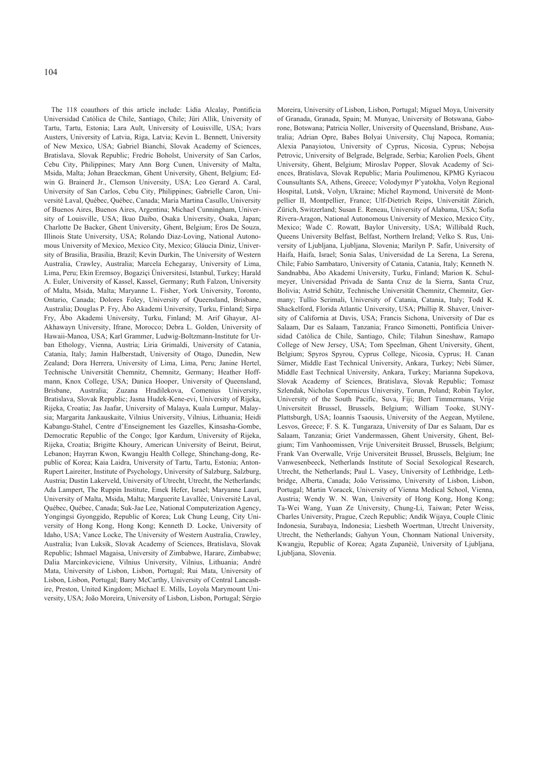The 118 coauthors of this article include: Lidia Alcalay, Pontificia Universidad Católica de Chile, Santiago, Chile; Jüri Allik, University of Tartu, Tartu, Estonia; Lara Ault, University of Louisville, USA; Ivars Austers, University of Latvia, Riga, Latvia; Kevin L. Bennett, University of New Mexico, USA; Gabriel Bianchi, Slovak Academy of Sciences, Bratislava, Slovak Republic; Fredric Boholst, University of San Carlos, Cebu City, Philippines; Mary Ann Borg Cunen, University of Malta, Msida, Malta; Johan Braeckman, Ghent University, Ghent, Belgium; Edwin G. Brainerd Jr., Clemson University, USA; Leo Gerard A. Caral, University of San Carlos, Cebu City, Philippines; Gabrielle Caron, Université Laval, Québec, Québec, Canada; Maria Martina Casullo, University of Buenos Aires, Buenos Aires, Argentina; Michael Cunningham, University of Louisville, USA; Ikuo Daibo, Osaka University, Osaka, Japan; Charlotte De Backer, Ghent University, Ghent, Belgium; Eros De Souza, Illinois State University, USA; Rolando Diaz-Loving, National Autonomous University of Mexico, Mexico City, Mexico; Gláucia Diniz, University of Brasilia, Brasilia, Brazil; Kevin Durkin, The University of Western Australia, Crawley, Australia; Marcela Echegaray, University of Lima, Lima, Peru; Ekin Eremsoy, Bogaziçi Üniversitesi, Istanbul, Turkey; Harald A. Euler, University of Kassel, Kassel, Germany; Ruth Falzon, University of Malta, Msida, Malta; Maryanne L. Fisher, York University, Toronto, Ontario, Canada; Dolores Foley, University of Queensland, Brisbane, Australia; Douglas P. Fry, Åbo Akademi University, Turku, Finland; Sirpa Fry, Åbo Akademi University, Turku, Finland; M. Arif Ghayur, Al-Akhawayn University, Ifrane, Morocco; Debra L. Golden, University of Hawaii-Manoa, USA; Karl Grammer, Ludwig-Boltzmann-Institute for Urban Ethology, Vienna, Austria; Liria Grimaldi, University of Catania, Catania, Italy; Jamin Halberstadt, University of Otago, Dunedin, New Zealand; Dora Herrera, University of Lima, Lima, Peru; Janine Hertel, Technische Universität Chemnitz, Chemnitz, Germany; Heather Hoffmann, Knox College, USA; Danica Hooper, University of Queensland, Brisbane, Australia; Zuzana Hradilekova, Comenius University, Bratislava, Slovak Republic; Jasna Hudek-Kene-evi, University of Rijeka, Rijeka, Croatia; Jas Jaafar, University of Malaya, Kuala Lumpur, Malaysia; Margarita Jankauskaite, Vilnius University, Vilnius, Lithuania; Heidi Kabangu-Stahel, Centre d'Enseignement les Gazelles, Kinsasha-Gombe, Democratic Republic of the Congo; Igor Kardum, University of Rijeka, Rijeka, Croatia; Brigitte Khoury, American University of Beirut, Beirut, Lebanon; Hayrran Kwon, Kwangju Health College, Shinchang-dong, Republic of Korea; Kaia Laidra, University of Tartu, Tartu, Estonia; Anton-Rupert Laireiter, Institute of Psychology, University of Salzburg, Salzburg, Austria; Dustin Lakerveld, University of Utrecht, Utrecht, the Netherlands; Ada Lampert, The Ruppin Institute, Emek Hefer, Israel; Maryanne Lauri, University of Malta, Msida, Malta; Marguerite Lavallée, Université Laval, Québec, Québec, Canada; Suk-Jae Lee, National Computerization Agency, Yongingsi Gyonggido, Republic of Korea; Luk Chung Leung, City University of Hong Kong, Hong Kong; Kenneth D. Locke, University of Idaho, USA; Vance Locke, The University of Western Australia, Crawley, Australia; Ivan Luksik, Slovak Academy of Sciences, Bratislava, Slovak Republic; Ishmael Magaisa, University of Zimbabwe, Harare, Zimbabwe; Dalia Marcinkeviciene, Vilnius University, Vilnius, Lithuania; André Mata, University of Lisbon, Lisbon, Portugal; Rui Mata, University of Lisbon, Lisbon, Portugal; Barry McCarthy, University of Central Lancashire, Preston, United Kingdom; Michael E. Mills, Loyola Marymount University, USA; João Moreira, University of Lisbon, Lisbon, Portugal; Sérgio Moreira, University of Lisbon, Lisbon, Portugal; Miguel Moya, University of Granada, Granada, Spain; M. Munyae, University of Botswana, Gaborone, Botswana; Patricia Noller, University of Queensland, Brisbane, Australia; Adrian Opre, Babes Bolyai University, Cluj Napoca, Romania; Alexia Panayiotou, University of Cyprus, Nicosia, Cyprus; Nebojsa Petrovic, University of Belgrade, Belgrade, Serbia; Karolien Poels, Ghent University, Ghent, Belgium; Miroslav Popper, Slovak Academy of Sciences, Bratislava, Slovak Republic; Maria Poulimenou, KPMG Kyriacou Counsultants SA, Athens, Greece; Volodymyr P'yatokha, Volyn Regional Hospital, Lutsk, Volyn, Ukraine; Michel Raymond, Université de Montpellier II, Montpellier, France; Ulf-Dietrich Reips, Universität Zürich, Zürich, Switzerland; Susan E. Reneau, University of Alabama, USA; Sofia Rivera-Aragon, National Autonomous University of Mexico, Mexico City, Mexico; Wade C. Rowatt, Baylor University, USA; Willibald Ruch, Queens University Belfast, Belfast, Northern Ireland; Velko S. Rus, University of Ljubljana, Ljubljana, Slovenia; Marilyn P. Safir, University of Haifa, Haifa, Israel; Sonia Salas, Universidad de La Serena, La Serena, Chile; Fabio Sambataro, University of Catania, Catania, Italy; Kenneth N. Sandnabba, Åbo Akademi University, Turku, Finland; Marion K. Schulmeyer, Universidad Privada de Santa Cruz de la Sierra, Santa Cruz, Bolivia; Astrid Schütz, Technische Universität Chemnitz, Chemnitz, Germany; Tullio Scrimali, University of Catania, Catania, Italy; Todd K. Shackelford, Florida Atlantic University, USA; Phillip R. Shaver, University of California at Davis, USA; Francis Sichona, University of Dar es Salaam, Dar es Salaam, Tanzania; Franco Simonetti, Pontificia Universidad Católica de Chile, Santiago, Chile; Tilahun Sineshaw, Ramapo College of New Jersey, USA; Tom Speelman, Ghent University, Ghent, Belgium; Spyros Spyrou, Cyprus College, Nicosia, Cyprus; H. Canan Sümer, Middle East Technical University, Ankara, Turkey; Nebi Sümer, Middle East Technical University, Ankara, Turkey; Marianna Supekova, Slovak Academy of Sciences, Bratislava, Slovak Republic; Tomasz Szlendak, Nicholas Copernicus University, Torun, Poland; Robin Taylor, University of the South Pacific, Suva, Fiji; Bert Timmermans, Vrije Universiteit Brussel, Brussels, Belgium; William Tooke, SUNY-Plattsburgh, USA; Ioannis Tsaousis, University of the Aegean, Mytilene, Lesvos, Greece; F. S. K. Tungaraza, University of Dar es Salaam, Dar es Salaam, Tanzania; Griet Vandermassen, Ghent University, Ghent, Belgium; Tim Vanhoomissen, Vrije Universiteit Brussel, Brussels, Belgium; Frank Van Overwalle, Vrije Universiteit Brussel, Brussels, Belgium; Ine Vanwesenbeeck, Netherlands Institute of Social Sexological Research, Utrecht, the Netherlands; Paul L. Vasey, University of Lethbridge, Lethbridge, Alberta, Canada; João Verissimo, University of Lisbon, Lisbon, Portugal; Martin Voracek, University of Vienna Medical School, Vienna, Austria; Wendy W. N. Wan, University of Hong Kong, Hong Kong; Ta-Wei Wang, Yuan Ze University, Chung-Li, Taiwan; Peter Weiss, Charles University, Prague, Czech Republic; Andik Wijaya, Couple Clinic Indonesia, Surabaya, Indonesia; Liesbeth Woertman, Utrecht University, Utrecht, the Netherlands; Gahyun Youn, Chonnam National University, Kwangju, Republic of Korea; Agata Zupanèiè, University of Ljubljana, Ljubljana, Slovenia.